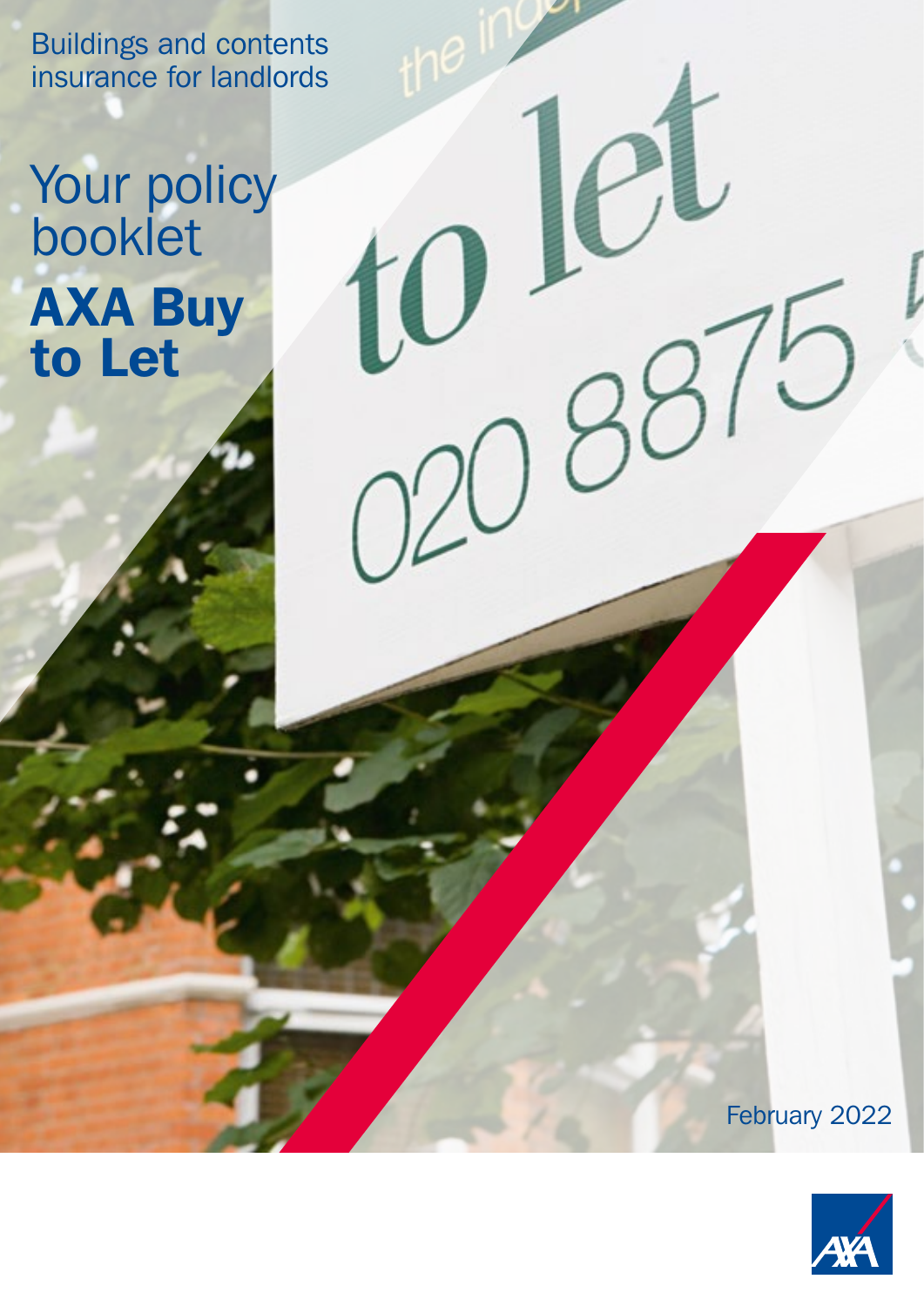Buildings and contents insurance for landlords

# Your policy booklet

# AXA Buy to Let

February 2022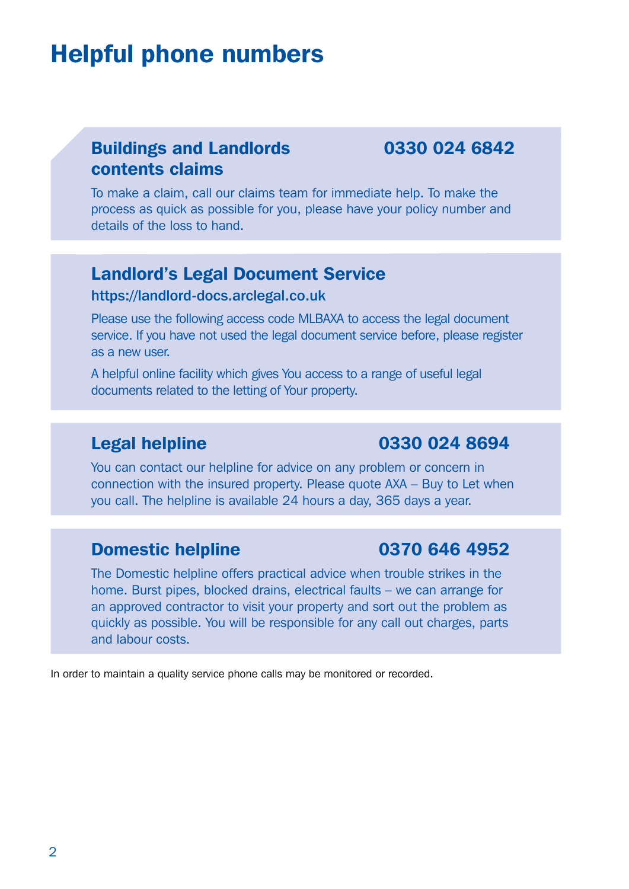# Helpful phone numbers

## Buildings and Landlords contents claims — 0330 024 6842

To make a claim, call our claims team for immediate help. To make the process as quick as possible for you, please have your policy number and details of the loss to hand.

## Landlord's Legal Document Service

**https://landlord-docs.arclegal.co.uk**

Please use the following access code MLBAXA to access the legal document service. If you have not used the legal document service before, please register as a new user.

A helpful online facility which gives You access to a range of useful legal documents related to the letting of Your property.

## Legal helpline — 0330 024 8694

You can contact our helpline for advice on any problem or concern in connection with the insured property. Please quote AXA – Buy to Let when you call. The helpline is available 24 hours a day, 365 days a year.

## Domestic helpline — 0370 646 4952

The Domestic helpline offers practical advice when trouble strikes in the home. Burst pipes, blocked drains, electrical faults – we can arrange for an approved contractor to visit your property and sort out the problem as quickly as possible. You will be responsible for any call out charges, parts and labour costs.

In order to maintain a quality service phone calls may be monitored or recorded.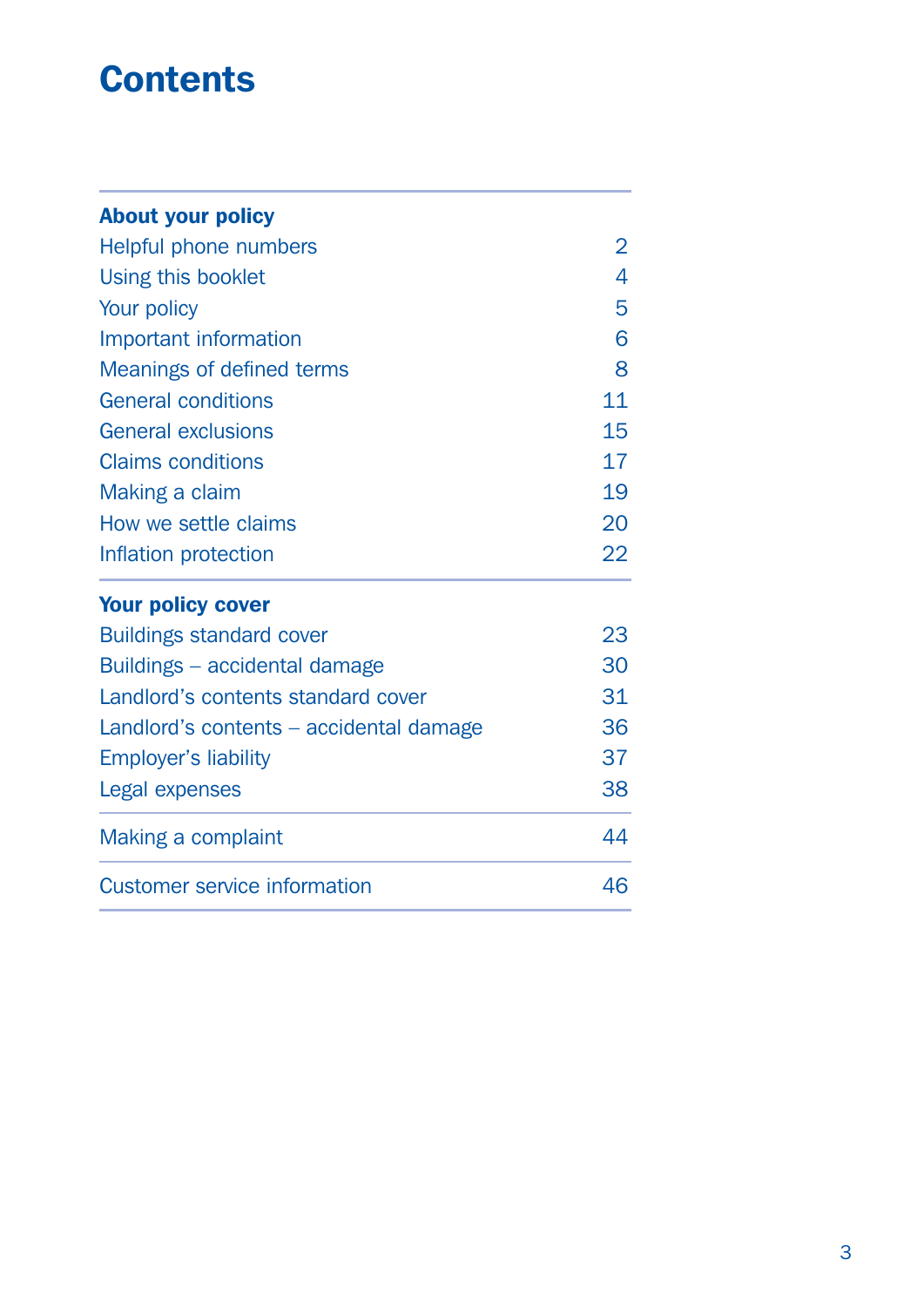# Contents

| **About your policy** | |
|---|---|
| Helpful phone numbers | 2 |
| Using this booklet | 4 |
| Your policy | 5 |
| Important information | 6 |
| Meanings of defined terms | 8 |
| General conditions | 11 |
| General exclusions | 15 |
| Claims conditions | 17 |
| Making a claim | 19 |
| How we settle claims | 20 |
| Inflation protection | 22 |
| **Your policy cover** | |
| Buildings standard cover | 23 |
| Buildings – accidental damage | 30 |
| Landlord’s contents standard cover | 31 |
| Landlord’s contents – accidental damage | 36 |
| Employer’s liability | 37 |
| Legal expenses | 38 |
| Making a complaint | 44 |
| Customer service information | 46 |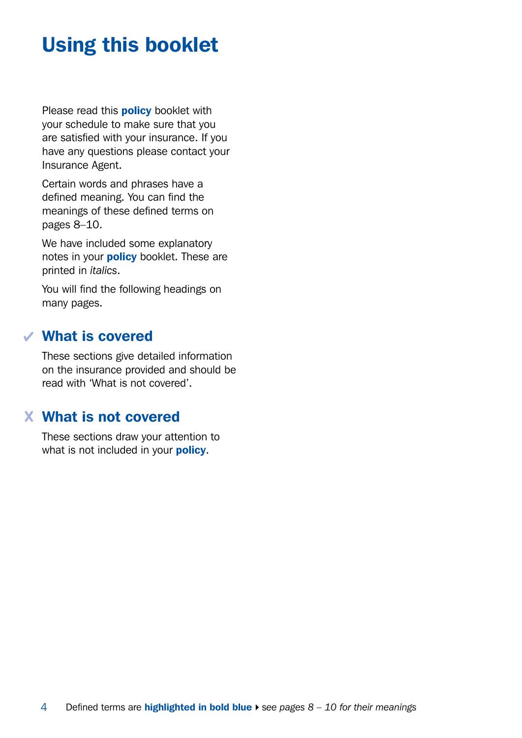# Using this booklet

Please read this **policy** booklet with your schedule to make sure that you are satisfied with your insurance. If you have any questions please contact your Insurance Agent.

Certain words and phrases have a defined meaning. You can find the meanings of these defined terms on pages 8–10.

We have included some explanatory notes in your **policy** booklet. These are printed in *italics*.

You will find the following headings on many pages.

## ✓ What is covered

These sections give detailed information on the insurance provided and should be read with 'What is not covered'.

## ✗ What is not covered

These sections draw your attention to what is not included in your **policy**.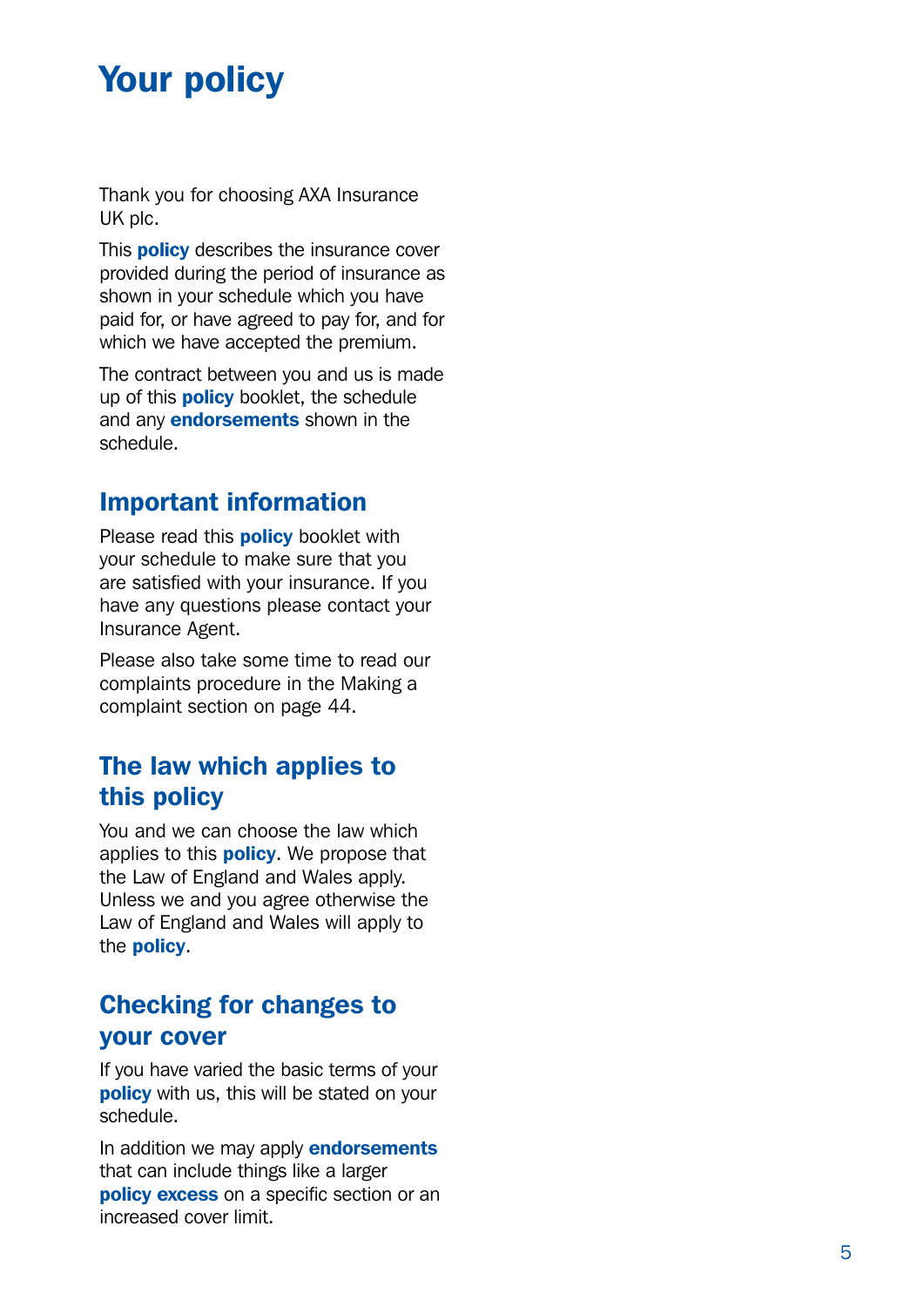# Your policy

Thank you for choosing AXA Insurance UK plc.

This **policy** describes the insurance cover provided during the period of insurance as shown in your schedule which you have paid for, or have agreed to pay for, and for which we have accepted the premium.

The contract between you and us is made up of this **policy** booklet, the schedule and any **endorsements** shown in the schedule.

## Important information

Please read this **policy** booklet with your schedule to make sure that you are satisfied with your insurance. If you have any questions please contact your Insurance Agent.

Please also take some time to read our complaints procedure in the Making a complaint section on page 44.

## The law which applies to this policy

You and we can choose the law which applies to this **policy**. We propose that the Law of England and Wales apply. Unless we and you agree otherwise the Law of England and Wales will apply to the **policy**.

## Checking for changes to your cover

If you have varied the basic terms of your **policy** with us, this will be stated on your schedule.

In addition we may apply **endorsements** that can include things like a larger **policy excess** on a specific section or an increased cover limit.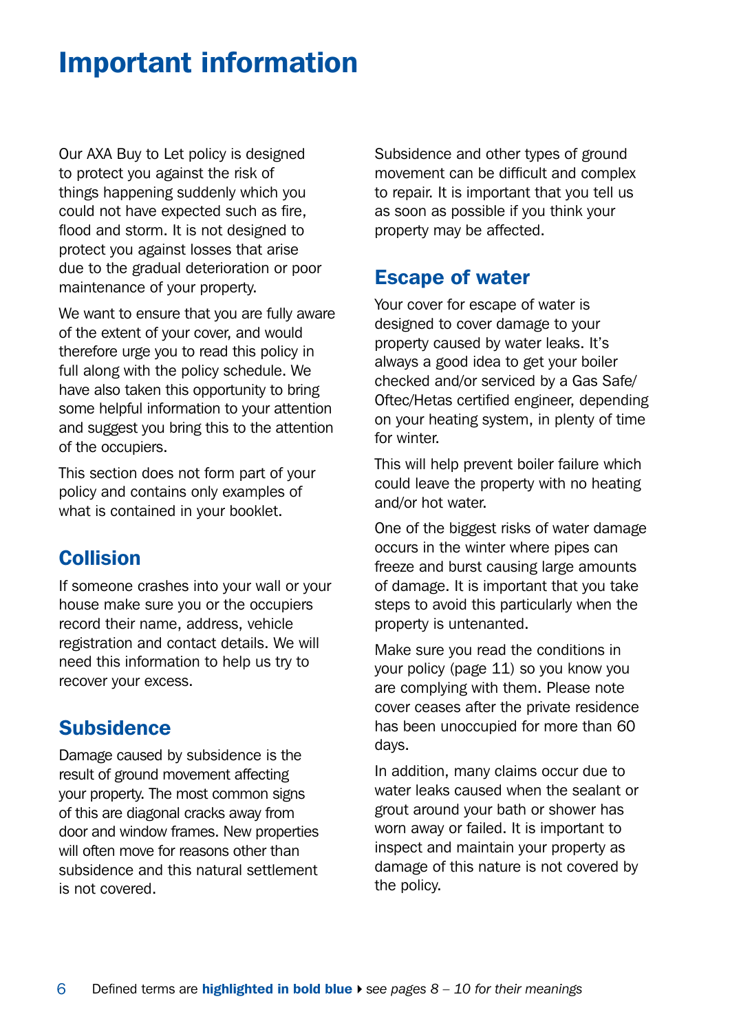# Important information

Our AXA Buy to Let policy is designed to protect you against the risk of things happening suddenly which you could not have expected such as fire, flood and storm. It is not designed to protect you against losses that arise due to the gradual deterioration or poor maintenance of your property.

We want to ensure that you are fully aware of the extent of your cover, and would therefore urge you to read this policy in full along with the policy schedule. We have also taken this opportunity to bring some helpful information to your attention and suggest you bring this to the attention of the occupiers.

This section does not form part of your policy and contains only examples of what is contained in your booklet.

## Collision

If someone crashes into your wall or your house make sure you or the occupiers record their name, address, vehicle registration and contact details. We will need this information to help us try to recover your excess.

## Subsidence

Damage caused by subsidence is the result of ground movement affecting your property. The most common signs of this are diagonal cracks away from door and window frames. New properties will often move for reasons other than subsidence and this natural settlement is not covered.

Subsidence and other types of ground movement can be difficult and complex to repair. It is important that you tell us as soon as possible if you think your property may be affected.

## Escape of water

Your cover for escape of water is designed to cover damage to your property caused by water leaks. It's always a good idea to get your boiler checked and/or serviced by a Gas Safe/ Oftec/Hetas certified engineer, depending on your heating system, in plenty of time for winter.

This will help prevent boiler failure which could leave the property with no heating and/or hot water.

One of the biggest risks of water damage occurs in the winter where pipes can freeze and burst causing large amounts of damage. It is important that you take steps to avoid this particularly when the property is untenanted.

Make sure you read the conditions in your policy (page 11) so you know you are complying with them. Please note cover ceases after the private residence has been unoccupied for more than 60 days.

In addition, many claims occur due to water leaks caused when the sealant or grout around your bath or shower has worn away or failed. It is important to inspect and maintain your property as damage of this nature is not covered by the policy.

Defined terms are **highlighted in bold blue** ▸ *see pages 8 – 10 for their meanings*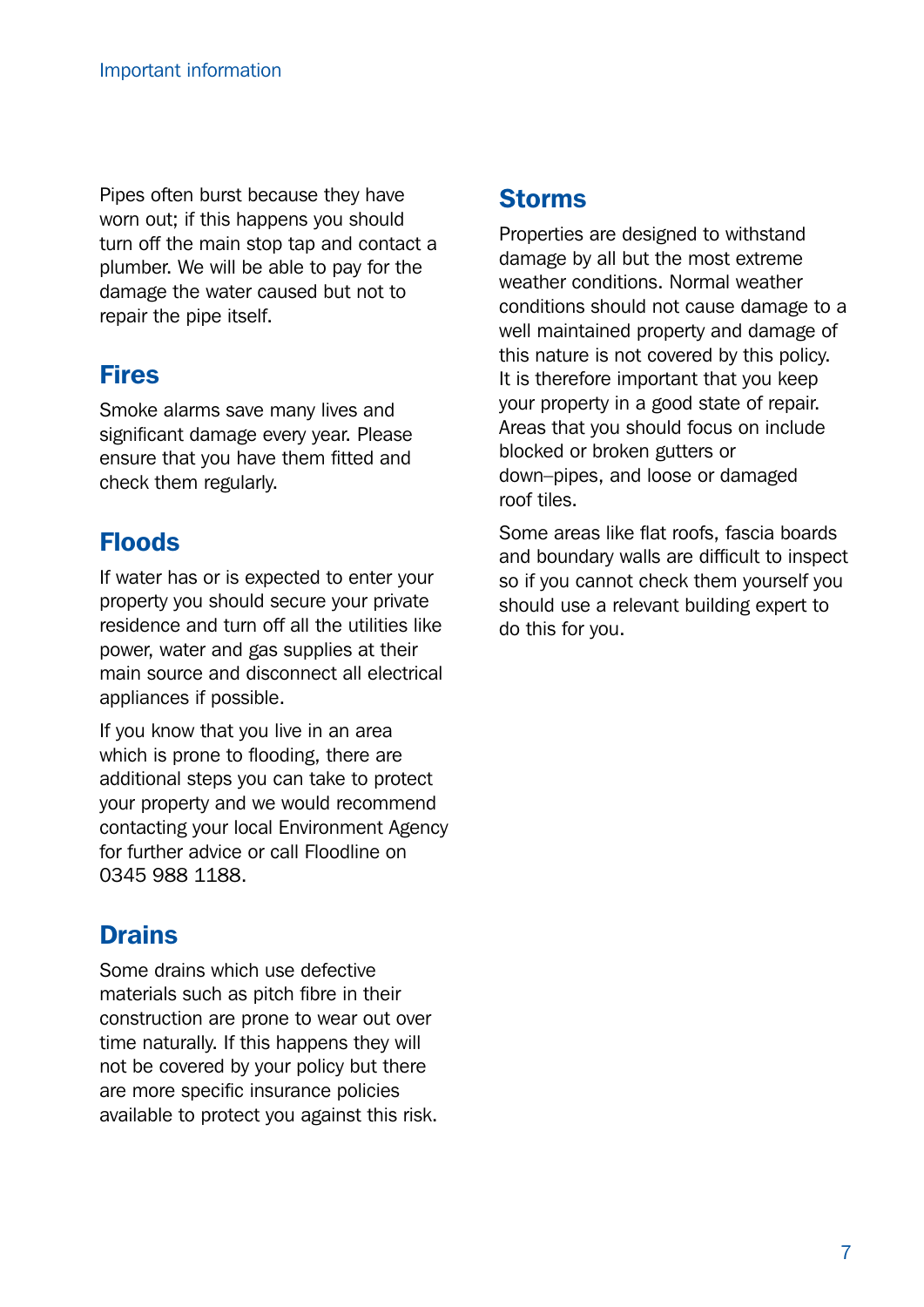Pipes often burst because they have worn out; if this happens you should turn off the main stop tap and contact a plumber. We will be able to pay for the damage the water caused but not to repair the pipe itself.

## Fires

Smoke alarms save many lives and significant damage every year. Please ensure that you have them fitted and check them regularly.

## Floods

If water has or is expected to enter your property you should secure your private residence and turn off all the utilities like power, water and gas supplies at their main source and disconnect all electrical appliances if possible.

If you know that you live in an area which is prone to flooding, there are additional steps you can take to protect your property and we would recommend contacting your local Environment Agency for further advice or call Floodline on 0345 988 1188.

## Drains

Some drains which use defective materials such as pitch fibre in their construction are prone to wear out over time naturally. If this happens they will not be covered by your policy but there are more specific insurance policies available to protect you against this risk.

## Storms

Properties are designed to withstand damage by all but the most extreme weather conditions. Normal weather conditions should not cause damage to a well maintained property and damage of this nature is not covered by this policy. It is therefore important that you keep your property in a good state of repair. Areas that you should focus on include blocked or broken gutters or down–pipes, and loose or damaged roof tiles.

Some areas like flat roofs, fascia boards and boundary walls are difficult to inspect so if you cannot check them yourself you should use a relevant building expert to do this for you.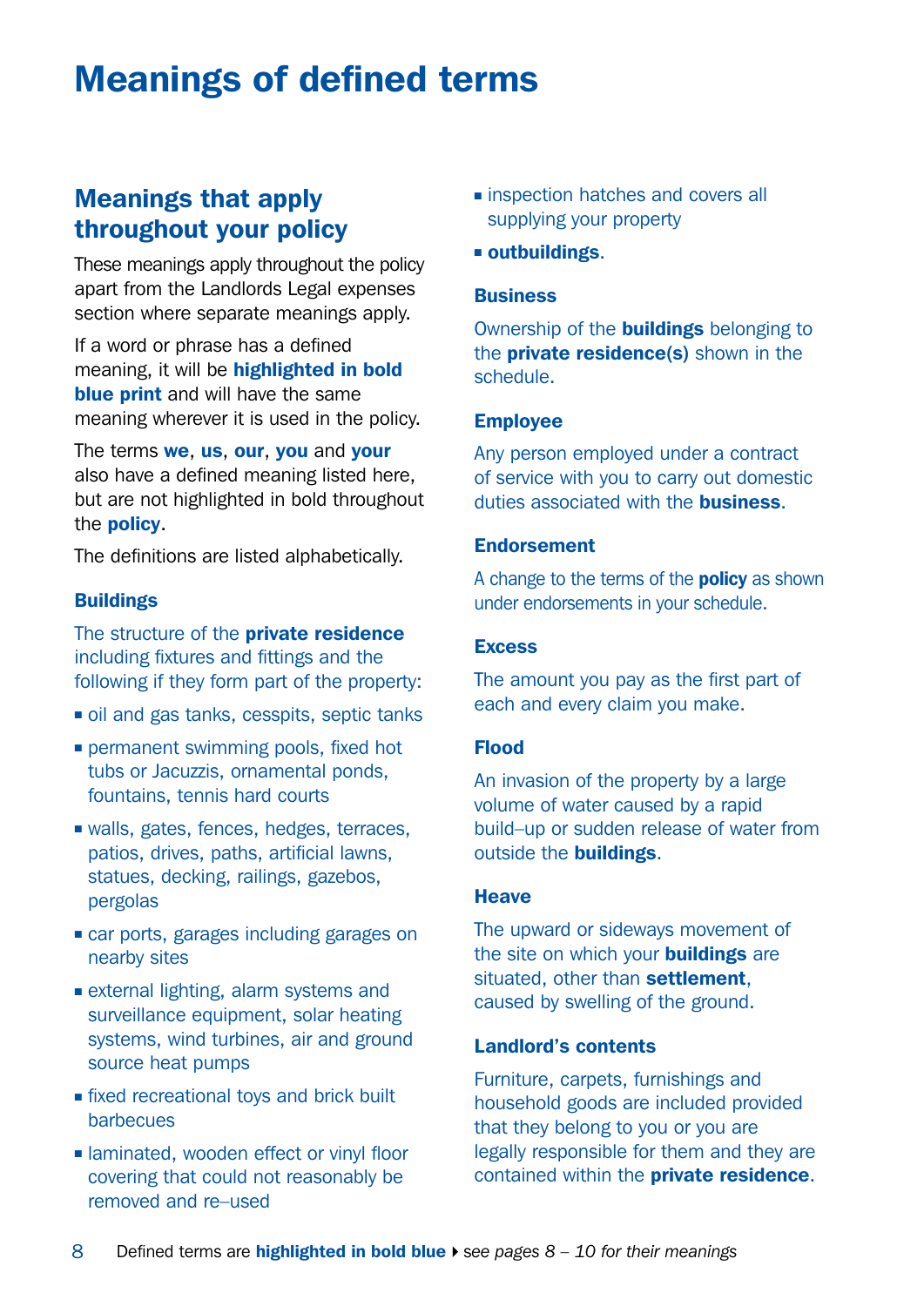# Meanings of defined terms

## Meanings that apply throughout your policy

These meanings apply throughout the policy apart from the Landlords Legal expenses section where separate meanings apply.

If a word or phrase has a defined meaning, it will be **highlighted in bold blue print** and will have the same meaning wherever it is used in the policy.

The terms **we**, **us**, **our**, **you** and **your** also have a defined meaning listed here, but are not highlighted in bold throughout the **policy**.

The definitions are listed alphabetically.

### Buildings

The structure of the **private residence** including fixtures and fittings and the following if they form part of the property:

- oil and gas tanks, cesspits, septic tanks
- permanent swimming pools, fixed hot tubs or Jacuzzis, ornamental ponds, fountains, tennis hard courts
- walls, gates, fences, hedges, terraces, patios, drives, paths, artificial lawns, statues, decking, railings, gazebos, pergolas
- car ports, garages including garages on nearby sites
- external lighting, alarm systems and surveillance equipment, solar heating systems, wind turbines, air and ground source heat pumps
- fixed recreational toys and brick built barbecues
- laminated, wooden effect or vinyl floor covering that could not reasonably be removed and re–used
- inspection hatches and covers all supplying your property
- **outbuildings**.

### Business

Ownership of the **buildings** belonging to the **private residence(s)** shown in the schedule.

### Employee

Any person employed under a contract of service with you to carry out domestic duties associated with the **business**.

### Endorsement

A change to the terms of the **policy** as shown under endorsements in your schedule.

### Excess

The amount you pay as the first part of each and every claim you make.

### Flood

An invasion of the property by a large volume of water caused by a rapid build–up or sudden release of water from outside the **buildings**.

### Heave

The upward or sideways movement of the site on which your **buildings** are situated, other than **settlement**, caused by swelling of the ground.

### Landlord's contents

Furniture, carpets, furnishings and household goods are included provided that they belong to you or you are legally responsible for them and they are contained within the **private residence**.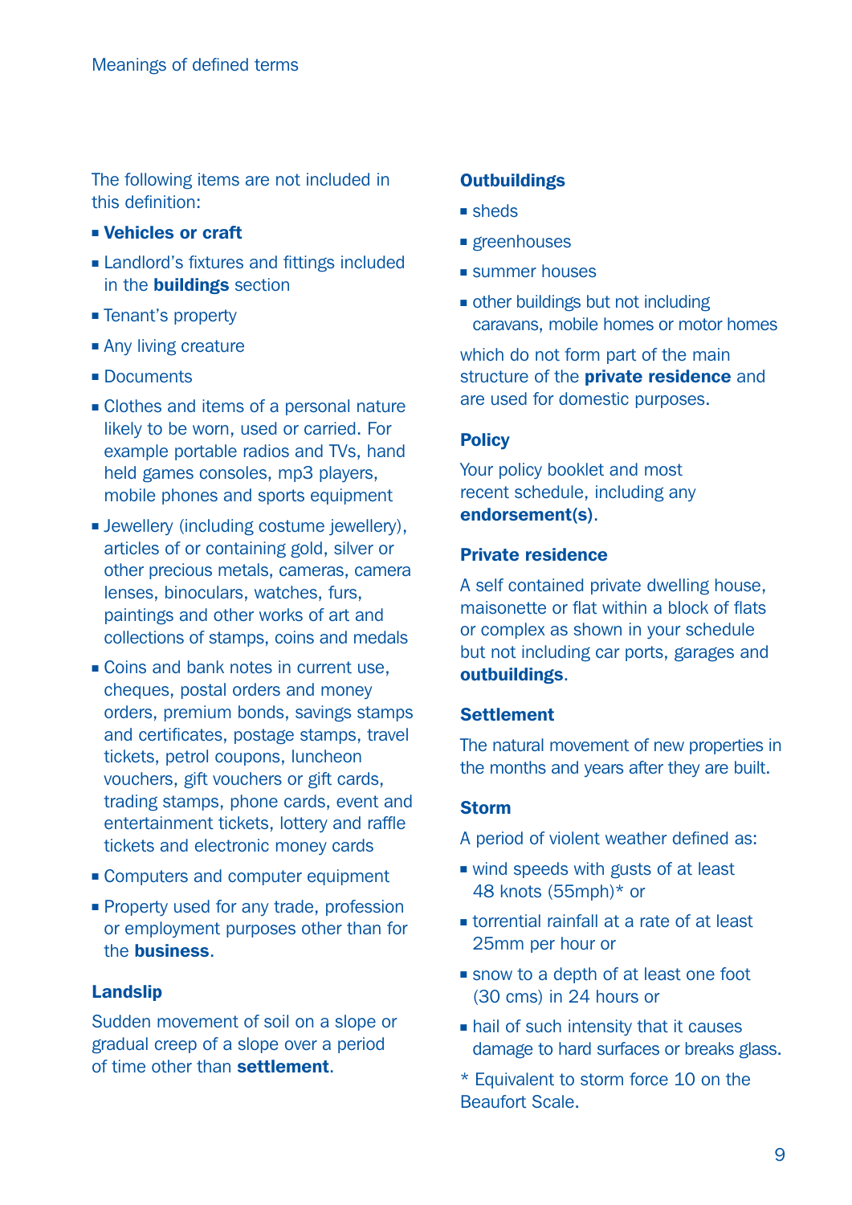The following items are not included in this definition:

- **Vehicles or craft**
- Landlord's fixtures and fittings included in the **buildings** section
- Tenant's property
- Any living creature
- Documents
- Clothes and items of a personal nature likely to be worn, used or carried. For example portable radios and TVs, hand held games consoles, mp3 players, mobile phones and sports equipment
- Jewellery (including costume jewellery), articles of or containing gold, silver or other precious metals, cameras, camera lenses, binoculars, watches, furs, paintings and other works of art and collections of stamps, coins and medals
- Coins and bank notes in current use, cheques, postal orders and money orders, premium bonds, savings stamps and certificates, postage stamps, travel tickets, petrol coupons, luncheon vouchers, gift vouchers or gift cards, trading stamps, phone cards, event and entertainment tickets, lottery and raffle tickets and electronic money cards
- Computers and computer equipment
- Property used for any trade, profession or employment purposes other than for the **business**.

### Landslip

Sudden movement of soil on a slope or gradual creep of a slope over a period of time other than **settlement**.

### Outbuildings

- sheds
- greenhouses
- summer houses
- other buildings but not including caravans, mobile homes or motor homes

which do not form part of the main structure of the **private residence** and are used for domestic purposes.

### Policy

Your policy booklet and most recent schedule, including any **endorsement(s)**.

### Private residence

A self contained private dwelling house, maisonette or flat within a block of flats or complex as shown in your schedule but not including car ports, garages and **outbuildings**.

### Settlement

The natural movement of new properties in the months and years after they are built.

### Storm

A period of violent weather defined as:

- wind speeds with gusts of at least 48 knots (55mph)* or
- torrential rainfall at a rate of at least 25mm per hour or
- snow to a depth of at least one foot (30 cms) in 24 hours or
- hail of such intensity that it causes damage to hard surfaces or breaks glass.

* Equivalent to storm force 10 on the Beaufort Scale.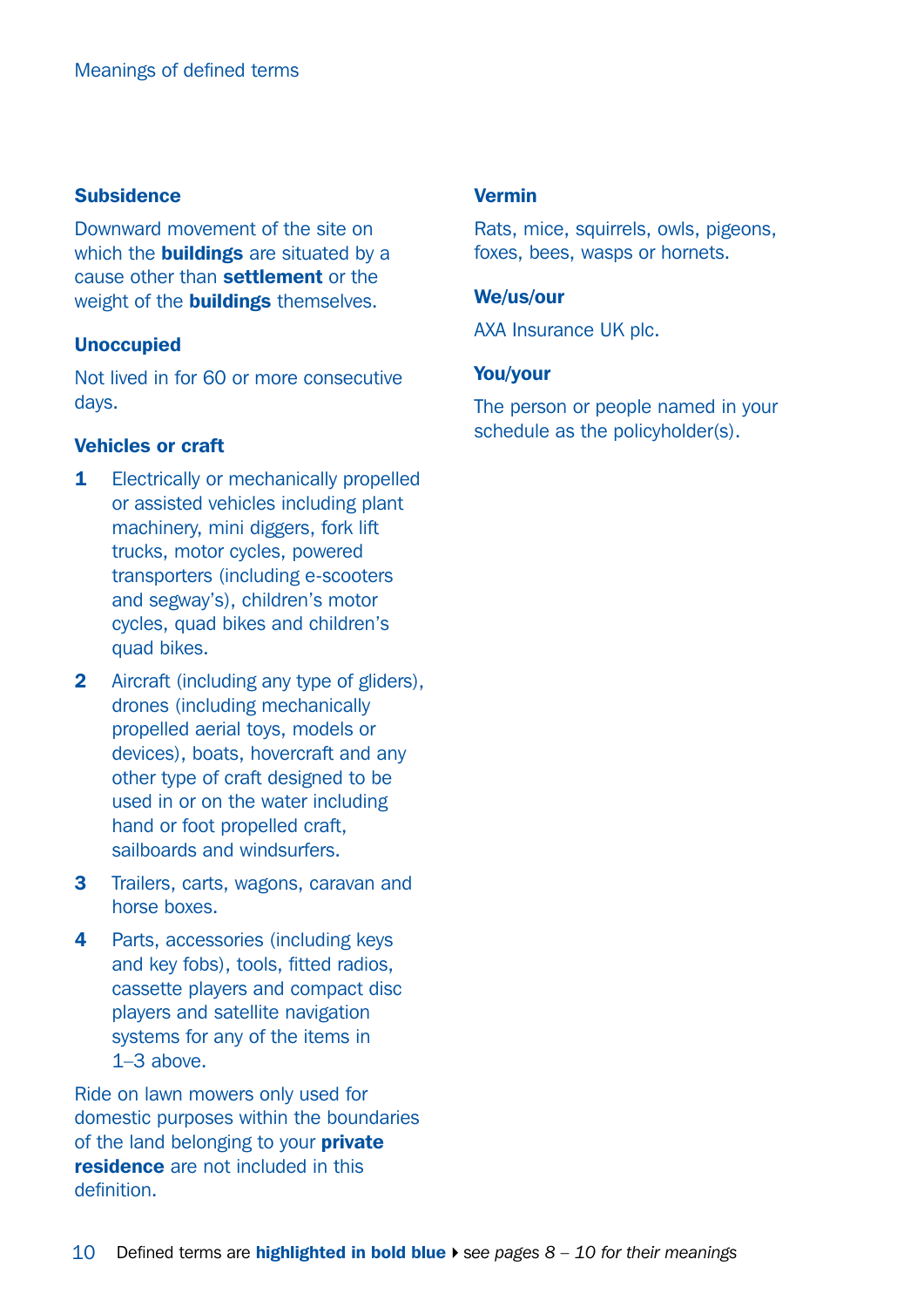### Subsidence

Downward movement of the site on which the **buildings** are situated by a cause other than **settlement** or the weight of the **buildings** themselves.

### Unoccupied

Not lived in for 60 or more consecutive days.

### Vehicles or craft

1. Electrically or mechanically propelled or assisted vehicles including plant machinery, mini diggers, fork lift trucks, motor cycles, powered transporters (including e-scooters and segway's), children's motor cycles, quad bikes and children's quad bikes.
2. Aircraft (including any type of gliders), drones (including mechanically propelled aerial toys, models or devices), boats, hovercraft and any other type of craft designed to be used in or on the water including hand or foot propelled craft, sailboards and windsurfers.
3. Trailers, carts, wagons, caravan and horse boxes.
4. Parts, accessories (including keys and key fobs), tools, fitted radios, cassette players and compact disc players and satellite navigation systems for any of the items in 1–3 above.

Ride on lawn mowers only used for domestic purposes within the boundaries of the land belonging to your **private residence** are not included in this definition.

### Vermin

Rats, mice, squirrels, owls, pigeons, foxes, bees, wasps or hornets.

### We/us/our

AXA Insurance UK plc.

### You/your

The person or people named in your schedule as the policyholder(s).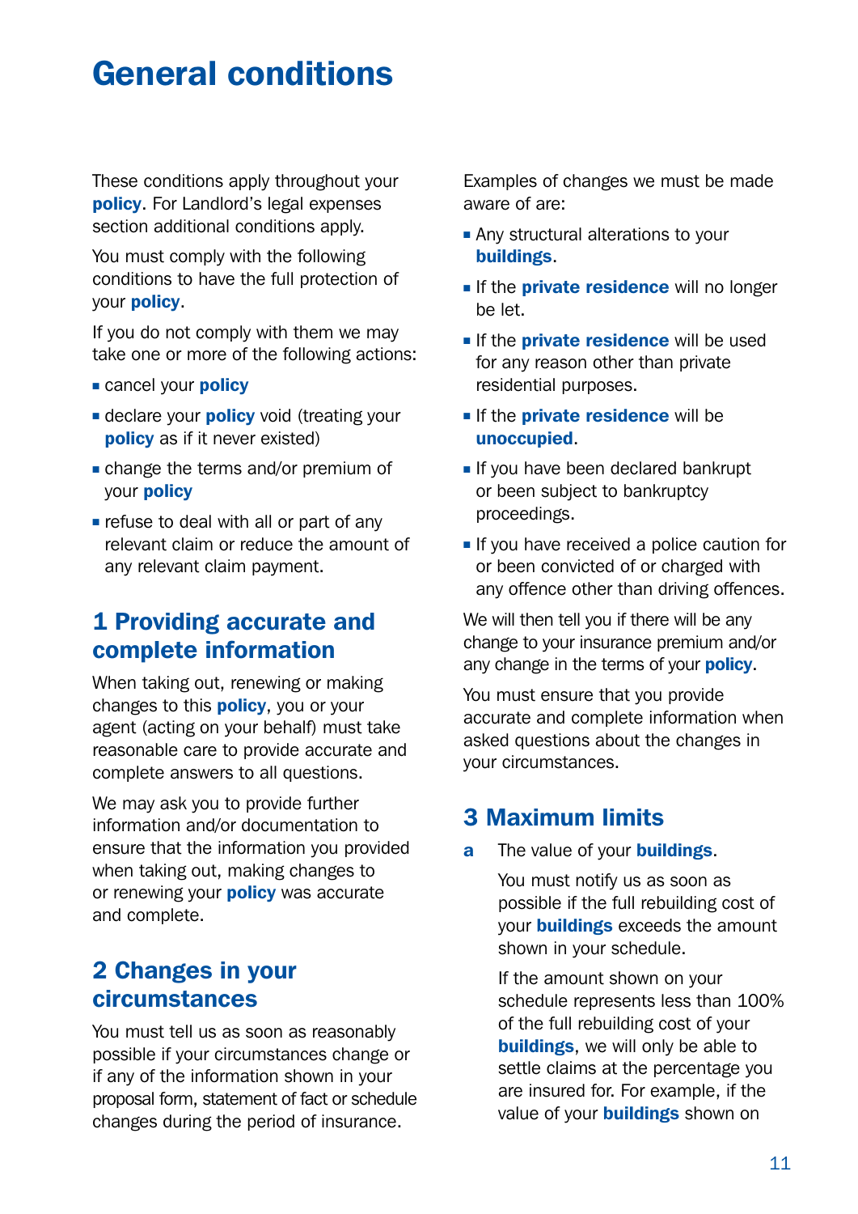# General conditions

These conditions apply throughout your **policy**. For Landlord's legal expenses section additional conditions apply.

You must comply with the following conditions to have the full protection of your **policy**.

If you do not comply with them we may take one or more of the following actions:

- cancel your **policy**
- declare your **policy** void (treating your **policy** as if it never existed)
- change the terms and/or premium of your **policy**
- refuse to deal with all or part of any relevant claim or reduce the amount of any relevant claim payment.

## 1 Providing accurate and complete information

When taking out, renewing or making changes to this **policy**, you or your agent (acting on your behalf) must take reasonable care to provide accurate and complete answers to all questions.

We may ask you to provide further information and/or documentation to ensure that the information you provided when taking out, making changes to or renewing your **policy** was accurate and complete.

## 2 Changes in your circumstances

You must tell us as soon as reasonably possible if your circumstances change or if any of the information shown in your proposal form, statement of fact or schedule changes during the period of insurance.

Examples of changes we must be made aware of are:

- Any structural alterations to your **buildings**.
- If the **private residence** will no longer be let.
- If the **private residence** will be used for any reason other than private residential purposes.
- If the **private residence** will be **unoccupied**.
- If you have been declared bankrupt or been subject to bankruptcy proceedings.
- If you have received a police caution for or been convicted of or charged with any offence other than driving offences.

We will then tell you if there will be any change to your insurance premium and/or any change in the terms of your **policy**.

You must ensure that you provide accurate and complete information when asked questions about the changes in your circumstances.

## 3 Maximum limits

**a** The value of your **buildings**.

You must notify us as soon as possible if the full rebuilding cost of your **buildings** exceeds the amount shown in your schedule.

If the amount shown on your schedule represents less than 100% of the full rebuilding cost of your **buildings**, we will only be able to settle claims at the percentage you are insured for. For example, if the value of your **buildings** shown on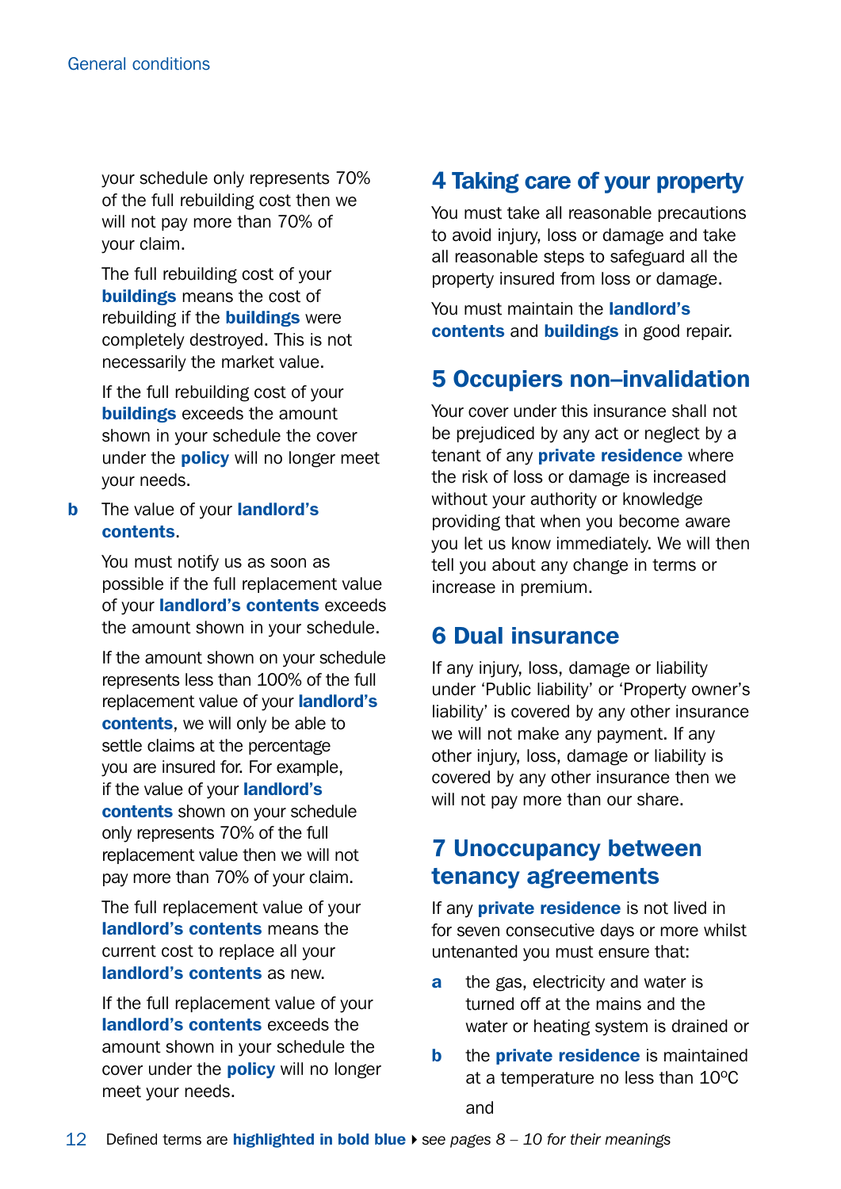your schedule only represents 70% of the full rebuilding cost then we will not pay more than 70% of your claim.

The full rebuilding cost of your **buildings** means the cost of rebuilding if the **buildings** were completely destroyed. This is not necessarily the market value.

If the full rebuilding cost of your **buildings** exceeds the amount shown in your schedule the cover under the **policy** will no longer meet your needs.

**b** The value of your **landlord's contents**.

You must notify us as soon as possible if the full replacement value of your **landlord's contents** exceeds the amount shown in your schedule.

If the amount shown on your schedule represents less than 100% of the full replacement value of your **landlord's contents**, we will only be able to settle claims at the percentage you are insured for. For example, if the value of your **landlord's contents** shown on your schedule only represents 70% of the full replacement value then we will not pay more than 70% of your claim.

The full replacement value of your **landlord's contents** means the current cost to replace all your **landlord's contents** as new.

If the full replacement value of your **landlord's contents** exceeds the amount shown in your schedule the cover under the **policy** will no longer meet your needs.

## 4 Taking care of your property

You must take all reasonable precautions to avoid injury, loss or damage and take all reasonable steps to safeguard all the property insured from loss or damage.

You must maintain the **landlord's contents** and **buildings** in good repair.

## 5 Occupiers non–invalidation

Your cover under this insurance shall not be prejudiced by any act or neglect by a tenant of any **private residence** where the risk of loss or damage is increased without your authority or knowledge providing that when you become aware you let us know immediately. We will then tell you about any change in terms or increase in premium.

## 6 Dual insurance

If any injury, loss, damage or liability under 'Public liability' or 'Property owner's liability' is covered by any other insurance we will not make any payment. If any other injury, loss, damage or liability is covered by any other insurance then we will not pay more than our share.

## 7 Unoccupancy between tenancy agreements

If any **private residence** is not lived in for seven consecutive days or more whilst untenanted you must ensure that:

**a** the gas, electricity and water is turned off at the mains and the water or heating system is drained or

**b** the **private residence** is maintained at a temperature no less than 10ºC

and

Defined terms are **highlighted in bold blue** ▸ *see pages 8 – 10 for their meanings*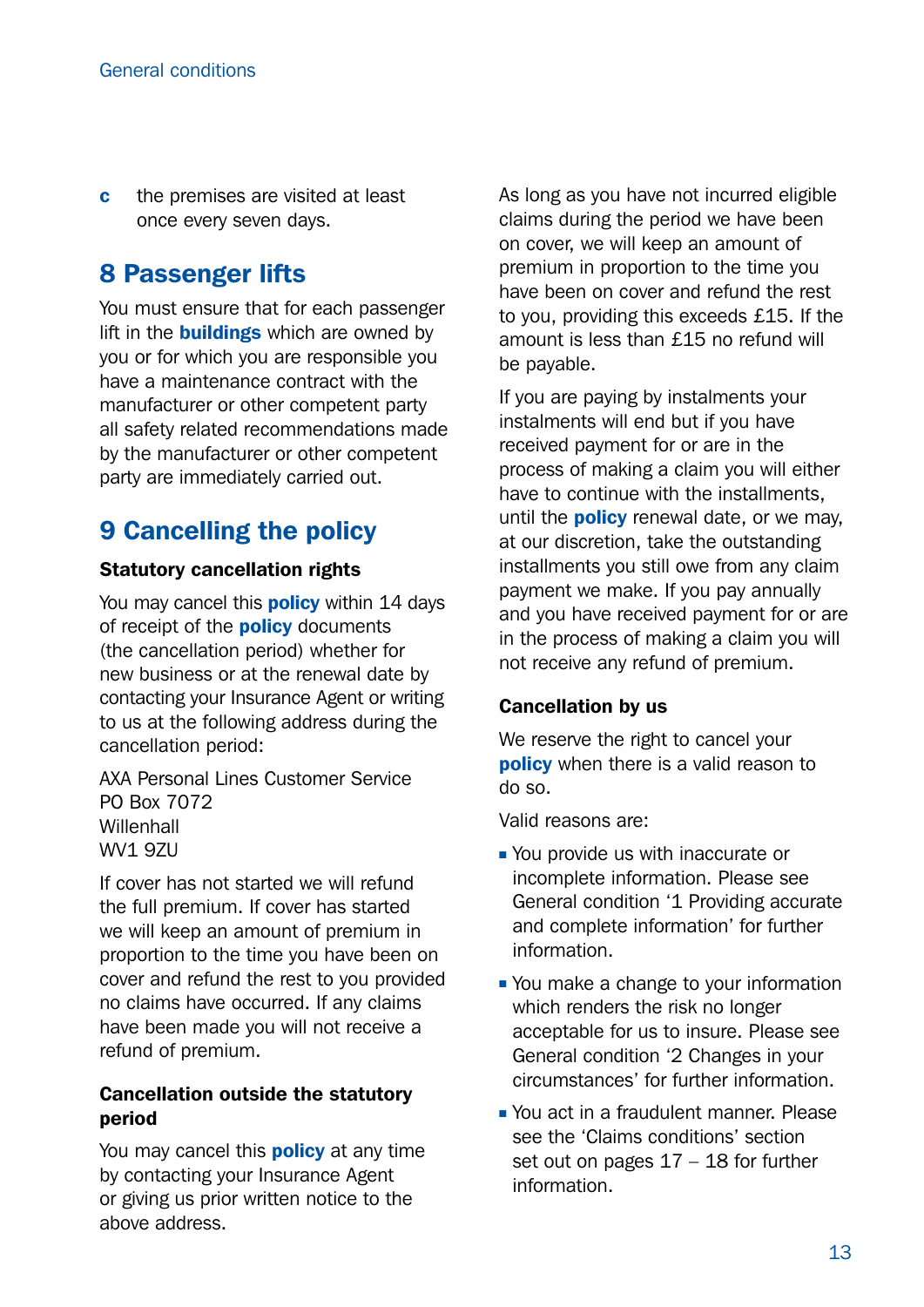**c** the premises are visited at least once every seven days.

## 8 Passenger lifts

You must ensure that for each passenger lift in the **buildings** which are owned by you or for which you are responsible you have a maintenance contract with the manufacturer or other competent party all safety related recommendations made by the manufacturer or other competent party are immediately carried out.

## 9 Cancelling the policy

### Statutory cancellation rights

You may cancel this **policy** within 14 days of receipt of the **policy** documents (the cancellation period) whether for new business or at the renewal date by contacting your Insurance Agent or writing to us at the following address during the cancellation period:

AXA Personal Lines Customer Service
PO Box 7072
Willenhall
WV1 9ZU

If cover has not started we will refund the full premium. If cover has started we will keep an amount of premium in proportion to the time you have been on cover and refund the rest to you provided no claims have occurred. If any claims have been made you will not receive a refund of premium.

### Cancellation outside the statutory period

You may cancel this **policy** at any time by contacting your Insurance Agent or giving us prior written notice to the above address.

As long as you have not incurred eligible claims during the period we have been on cover, we will keep an amount of premium in proportion to the time you have been on cover and refund the rest to you, providing this exceeds £15. If the amount is less than £15 no refund will be payable.

If you are paying by instalments your instalments will end but if you have received payment for or are in the process of making a claim you will either have to continue with the installments, until the **policy** renewal date, or we may, at our discretion, take the outstanding installments you still owe from any claim payment we make. If you pay annually and you have received payment for or are in the process of making a claim you will not receive any refund of premium.

### Cancellation by us

We reserve the right to cancel your **policy** when there is a valid reason to do so.

Valid reasons are:

- You provide us with inaccurate or incomplete information. Please see General condition '1 Providing accurate and complete information' for further information.
- You make a change to your information which renders the risk no longer acceptable for us to insure. Please see General condition '2 Changes in your circumstances' for further information.
- You act in a fraudulent manner. Please see the 'Claims conditions' section set out on pages 17 – 18 for further information.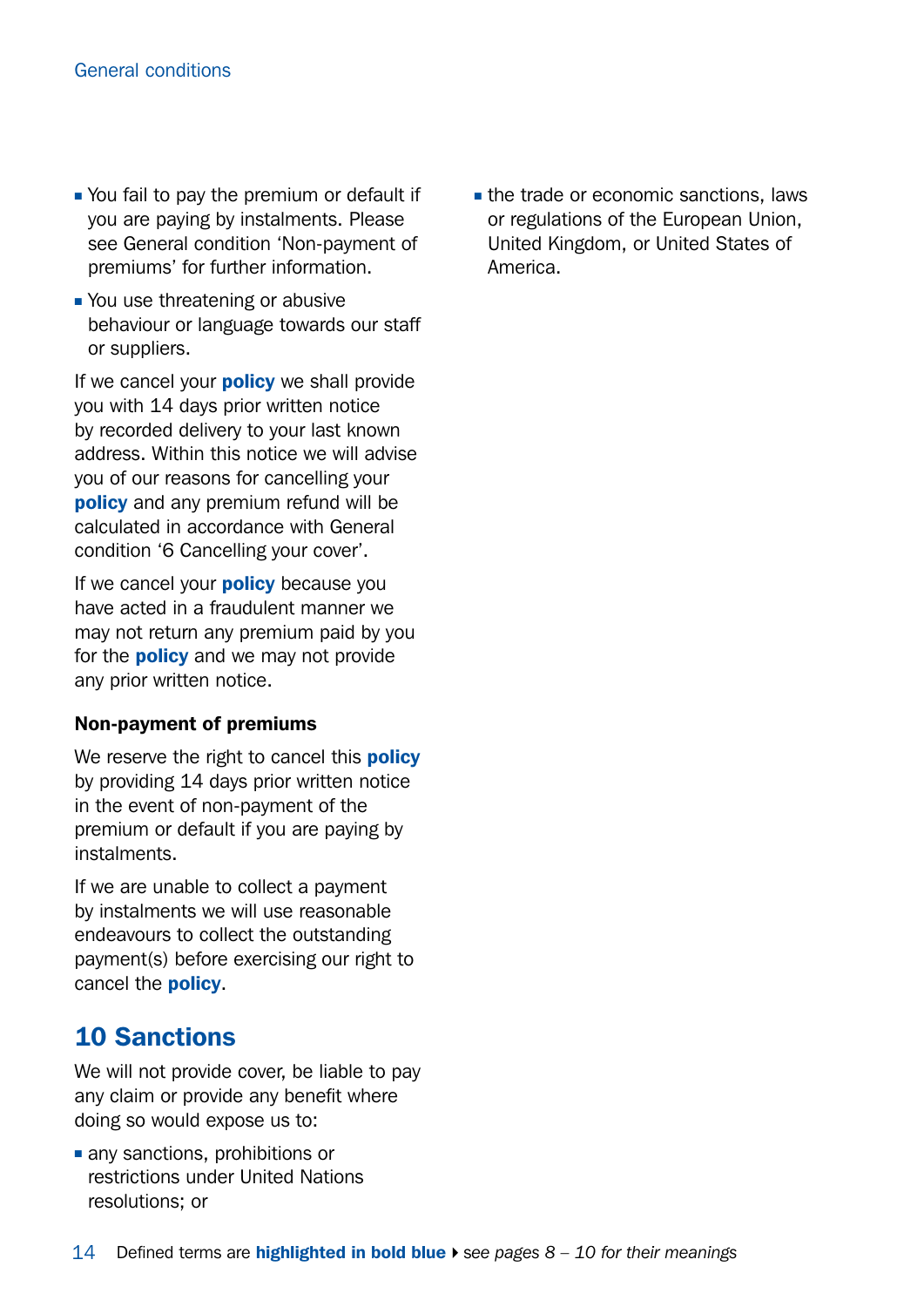- You fail to pay the premium or default if you are paying by instalments. Please see General condition 'Non-payment of premiums' for further information.
- You use threatening or abusive behaviour or language towards our staff or suppliers.

If we cancel your **policy** we shall provide you with 14 days prior written notice by recorded delivery to your last known address. Within this notice we will advise you of our reasons for cancelling your **policy** and any premium refund will be calculated in accordance with General condition '6 Cancelling your cover'.

If we cancel your **policy** because you have acted in a fraudulent manner we may not return any premium paid by you for the **policy** and we may not provide any prior written notice.

### Non-payment of premiums

We reserve the right to cancel this **policy** by providing 14 days prior written notice in the event of non-payment of the premium or default if you are paying by instalments.

If we are unable to collect a payment by instalments we will use reasonable endeavours to collect the outstanding payment(s) before exercising our right to cancel the **policy**.

## 10 Sanctions

We will not provide cover, be liable to pay any claim or provide any benefit where doing so would expose us to:

- any sanctions, prohibitions or restrictions under United Nations resolutions; or
- the trade or economic sanctions, laws or regulations of the European Union, United Kingdom, or United States of America.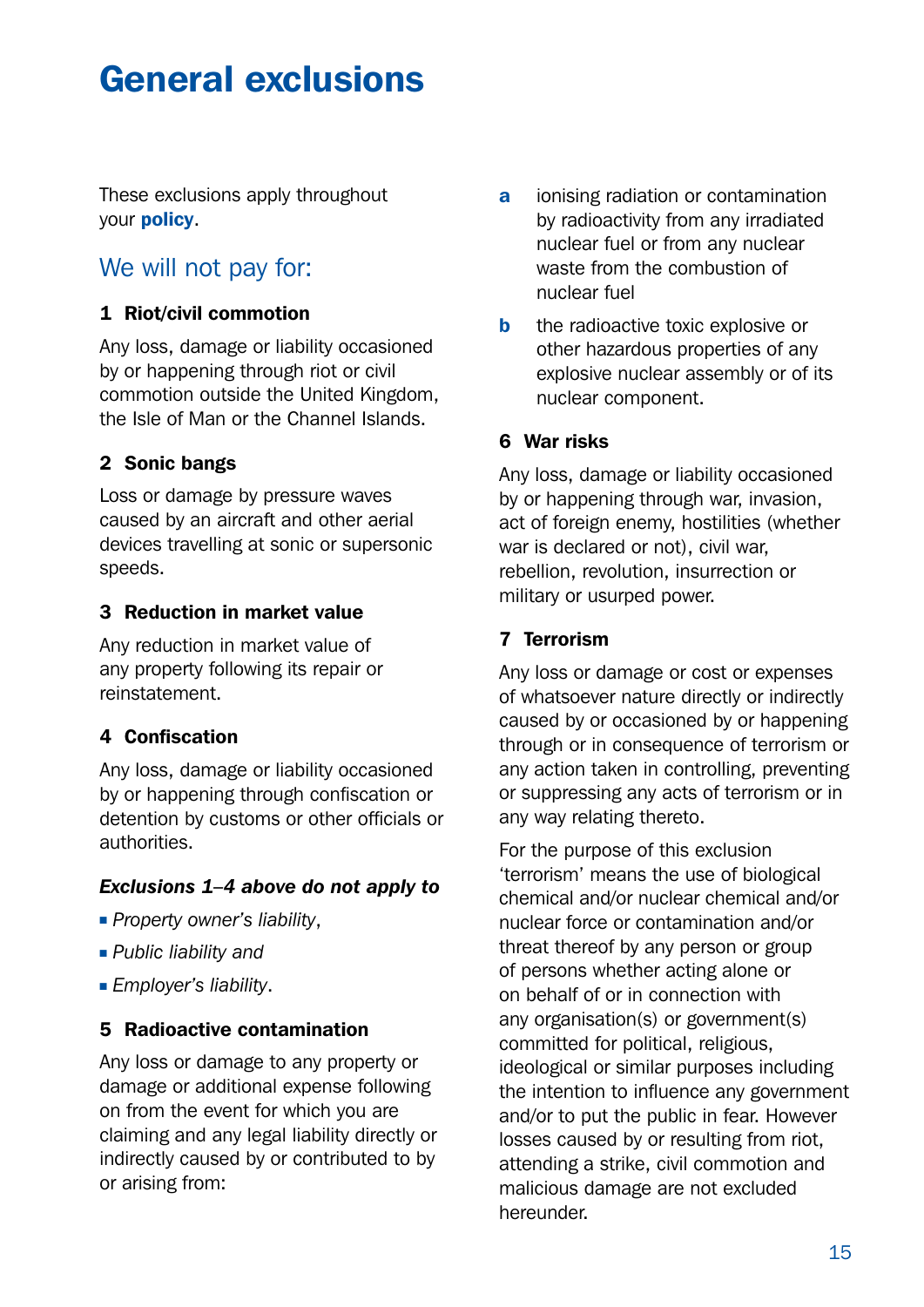# General exclusions

These exclusions apply throughout your **policy**.

## We will not pay for:

### 1 Riot/civil commotion

Any loss, damage or liability occasioned by or happening through riot or civil commotion outside the United Kingdom, the Isle of Man or the Channel Islands.

### 2 Sonic bangs

Loss or damage by pressure waves caused by an aircraft and other aerial devices travelling at sonic or supersonic speeds.

### 3 Reduction in market value

Any reduction in market value of any property following its repair or reinstatement.

### 4 Confiscation

Any loss, damage or liability occasioned by or happening through confiscation or detention by customs or other officials or authorities.

***Exclusions 1–4 above do not apply to***

- *Property owner's liability*,
- *Public liability and*
- *Employer's liability*.

### 5 Radioactive contamination

Any loss or damage to any property or damage or additional expense following on from the event for which you are claiming and any legal liability directly or indirectly caused by or contributed to by or arising from:

**a** ionising radiation or contamination by radioactivity from any irradiated nuclear fuel or from any nuclear waste from the combustion of nuclear fuel

**b** the radioactive toxic explosive or other hazardous properties of any explosive nuclear assembly or of its nuclear component.

### 6 War risks

Any loss, damage or liability occasioned by or happening through war, invasion, act of foreign enemy, hostilities (whether war is declared or not), civil war, rebellion, revolution, insurrection or military or usurped power.

### 7 Terrorism

Any loss or damage or cost or expenses of whatsoever nature directly or indirectly caused by or occasioned by or happening through or in consequence of terrorism or any action taken in controlling, preventing or suppressing any acts of terrorism or in any way relating thereto.

For the purpose of this exclusion 'terrorism' means the use of biological chemical and/or nuclear chemical and/or nuclear force or contamination and/or threat thereof by any person or group of persons whether acting alone or on behalf of or in connection with any organisation(s) or government(s) committed for political, religious, ideological or similar purposes including the intention to influence any government and/or to put the public in fear. However losses caused by or resulting from riot, attending a strike, civil commotion and malicious damage are not excluded hereunder.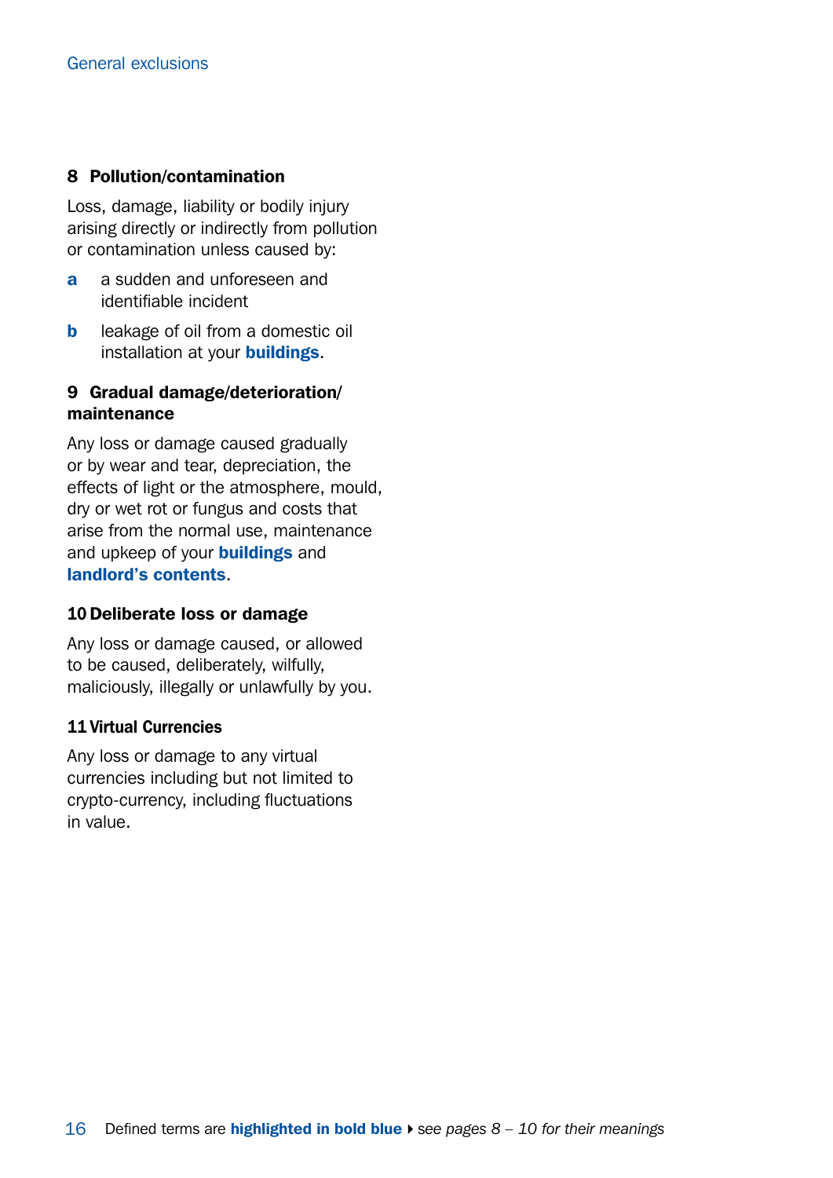#### 8 Pollution/contamination

Loss, damage, liability or bodily injury arising directly or indirectly from pollution or contamination unless caused by:

**a** a sudden and unforeseen and identifiable incident

**b** leakage of oil from a domestic oil installation at your **buildings**.

#### 9 Gradual damage/deterioration/maintenance

Any loss or damage caused gradually or by wear and tear, depreciation, the effects of light or the atmosphere, mould, dry or wet rot or fungus and costs that arise from the normal use, maintenance and upkeep of your **buildings** and **landlord's contents**.

#### 10 Deliberate loss or damage

Any loss or damage caused, or allowed to be caused, deliberately, wilfully, maliciously, illegally or unlawfully by you.

#### 11 Virtual Currencies

Any loss or damage to any virtual currencies including but not limited to crypto-currency, including fluctuations in value.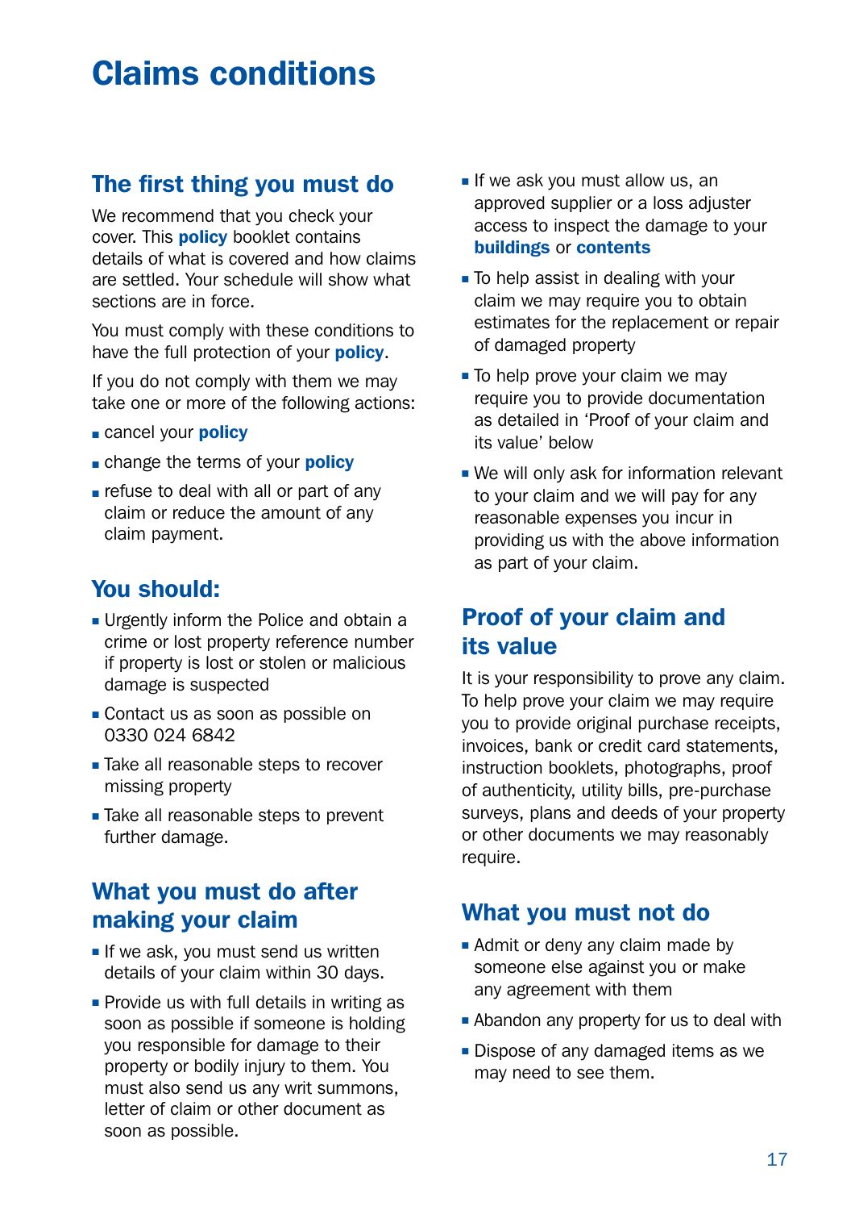# Claims conditions

## The first thing you must do

We recommend that you check your cover. This **policy** booklet contains details of what is covered and how claims are settled. Your schedule will show what sections are in force.

You must comply with these conditions to have the full protection of your **policy**.

If you do not comply with them we may take one or more of the following actions:

- cancel your **policy**
- change the terms of your **policy**
- refuse to deal with all or part of any claim or reduce the amount of any claim payment.

## You should:

- Urgently inform the Police and obtain a crime or lost property reference number if property is lost or stolen or malicious damage is suspected
- Contact us as soon as possible on 0330 024 6842
- Take all reasonable steps to recover missing property
- Take all reasonable steps to prevent further damage.

## What you must do after making your claim

- If we ask, you must send us written details of your claim within 30 days.
- Provide us with full details in writing as soon as possible if someone is holding you responsible for damage to their property or bodily injury to them. You must also send us any writ summons, letter of claim or other document as soon as possible.
- If we ask you must allow us, an approved supplier or a loss adjuster access to inspect the damage to your **buildings** or **contents**
- To help assist in dealing with your claim we may require you to obtain estimates for the replacement or repair of damaged property
- To help prove your claim we may require you to provide documentation as detailed in 'Proof of your claim and its value' below
- We will only ask for information relevant to your claim and we will pay for any reasonable expenses you incur in providing us with the above information as part of your claim.

## Proof of your claim and its value

It is your responsibility to prove any claim. To help prove your claim we may require you to provide original purchase receipts, invoices, bank or credit card statements, instruction booklets, photographs, proof of authenticity, utility bills, pre-purchase surveys, plans and deeds of your property or other documents we may reasonably require.

## What you must not do

- Admit or deny any claim made by someone else against you or make any agreement with them
- Abandon any property for us to deal with
- Dispose of any damaged items as we may need to see them.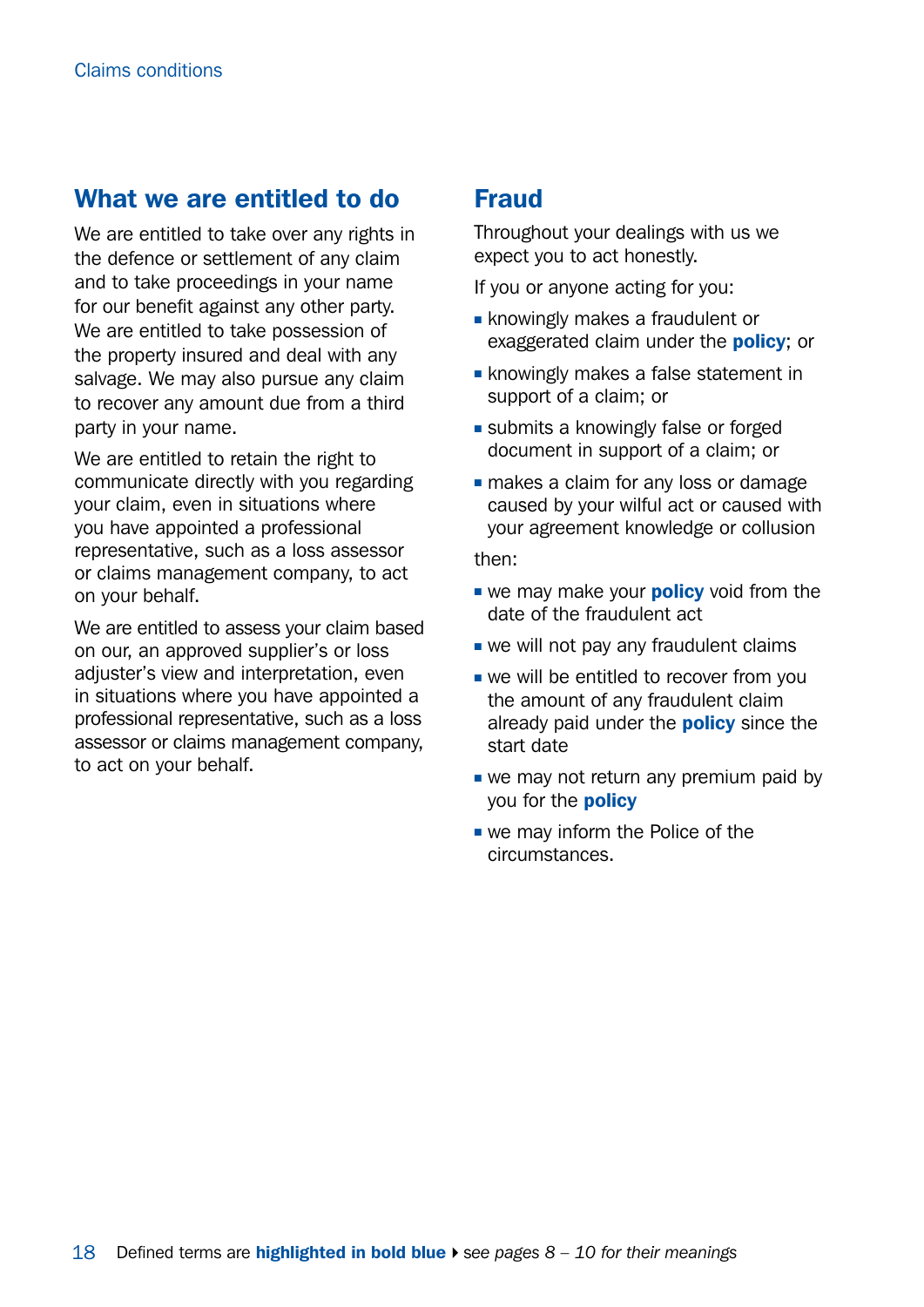## What we are entitled to do

We are entitled to take over any rights in the defence or settlement of any claim and to take proceedings in your name for our benefit against any other party. We are entitled to take possession of the property insured and deal with any salvage. We may also pursue any claim to recover any amount due from a third party in your name.

We are entitled to retain the right to communicate directly with you regarding your claim, even in situations where you have appointed a professional representative, such as a loss assessor or claims management company, to act on your behalf.

We are entitled to assess your claim based on our, an approved supplier's or loss adjuster's view and interpretation, even in situations where you have appointed a professional representative, such as a loss assessor or claims management company, to act on your behalf.

## Fraud

Throughout your dealings with us we expect you to act honestly.

If you or anyone acting for you:

- knowingly makes a fraudulent or exaggerated claim under the **policy**; or
- knowingly makes a false statement in support of a claim; or
- submits a knowingly false or forged document in support of a claim; or
- makes a claim for any loss or damage caused by your wilful act or caused with your agreement knowledge or collusion

then:

- we may make your **policy** void from the date of the fraudulent act
- we will not pay any fraudulent claims
- we will be entitled to recover from you the amount of any fraudulent claim already paid under the **policy** since the start date
- we may not return any premium paid by you for the **policy**
- we may inform the Police of the circumstances.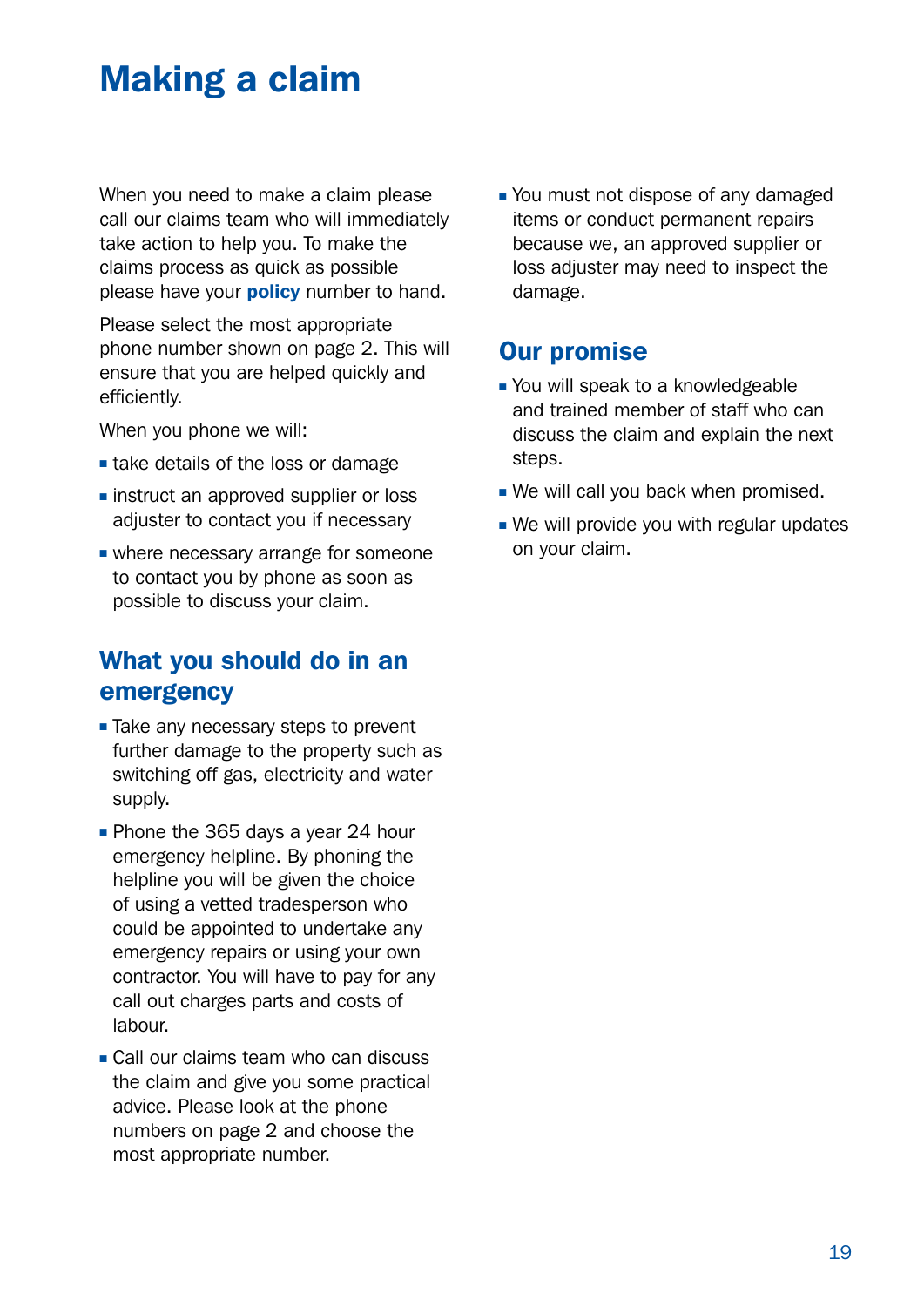# Making a claim

When you need to make a claim please call our claims team who will immediately take action to help you. To make the claims process as quick as possible please have your **policy** number to hand.

Please select the most appropriate phone number shown on page 2. This will ensure that you are helped quickly and efficiently.

When you phone we will:

- take details of the loss or damage
- instruct an approved supplier or loss adjuster to contact you if necessary
- where necessary arrange for someone to contact you by phone as soon as possible to discuss your claim.

## What you should do in an emergency

- Take any necessary steps to prevent further damage to the property such as switching off gas, electricity and water supply.
- Phone the 365 days a year 24 hour emergency helpline. By phoning the helpline you will be given the choice of using a vetted tradesperson who could be appointed to undertake any emergency repairs or using your own contractor. You will have to pay for any call out charges parts and costs of labour.
- Call our claims team who can discuss the claim and give you some practical advice. Please look at the phone numbers on page 2 and choose the most appropriate number.
- You must not dispose of any damaged items or conduct permanent repairs because we, an approved supplier or loss adjuster may need to inspect the damage.

## Our promise

- You will speak to a knowledgeable and trained member of staff who can discuss the claim and explain the next steps.
- We will call you back when promised.
- We will provide you with regular updates on your claim.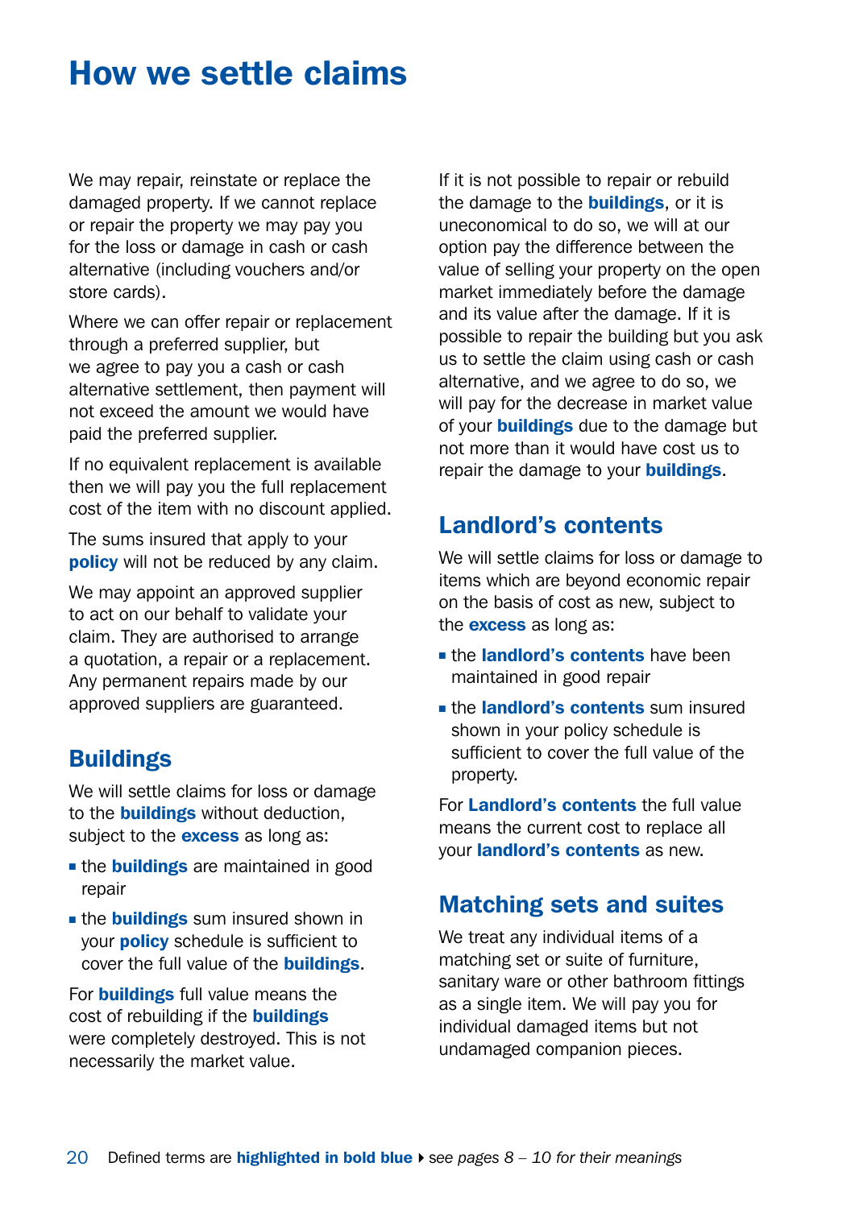# How we settle claims

We may repair, reinstate or replace the damaged property. If we cannot replace or repair the property we may pay you for the loss or damage in cash or cash alternative (including vouchers and/or store cards).

Where we can offer repair or replacement through a preferred supplier, but we agree to pay you a cash or cash alternative settlement, then payment will not exceed the amount we would have paid the preferred supplier.

If no equivalent replacement is available then we will pay you the full replacement cost of the item with no discount applied.

The sums insured that apply to your **policy** will not be reduced by any claim.

We may appoint an approved supplier to act on our behalf to validate your claim. They are authorised to arrange a quotation, a repair or a replacement. Any permanent repairs made by our approved suppliers are guaranteed.

## Buildings

We will settle claims for loss or damage to the **buildings** without deduction, subject to the **excess** as long as:

- the **buildings** are maintained in good repair
- the **buildings** sum insured shown in your **policy** schedule is sufficient to cover the full value of the **buildings**.

For **buildings** full value means the cost of rebuilding if the **buildings** were completely destroyed. This is not necessarily the market value.

If it is not possible to repair or rebuild the damage to the **buildings**, or it is uneconomical to do so, we will at our option pay the difference between the value of selling your property on the open market immediately before the damage and its value after the damage. If it is possible to repair the building but you ask us to settle the claim using cash or cash alternative, and we agree to do so, we will pay for the decrease in market value of your **buildings** due to the damage but not more than it would have cost us to repair the damage to your **buildings**.

## Landlord's contents

We will settle claims for loss or damage to items which are beyond economic repair on the basis of cost as new, subject to the **excess** as long as:

- the **landlord's contents** have been maintained in good repair
- the **landlord's contents** sum insured shown in your policy schedule is sufficient to cover the full value of the property.

For **Landlord's contents** the full value means the current cost to replace all your **landlord's contents** as new.

## Matching sets and suites

We treat any individual items of a matching set or suite of furniture, sanitary ware or other bathroom fittings as a single item. We will pay you for individual damaged items but not undamaged companion pieces.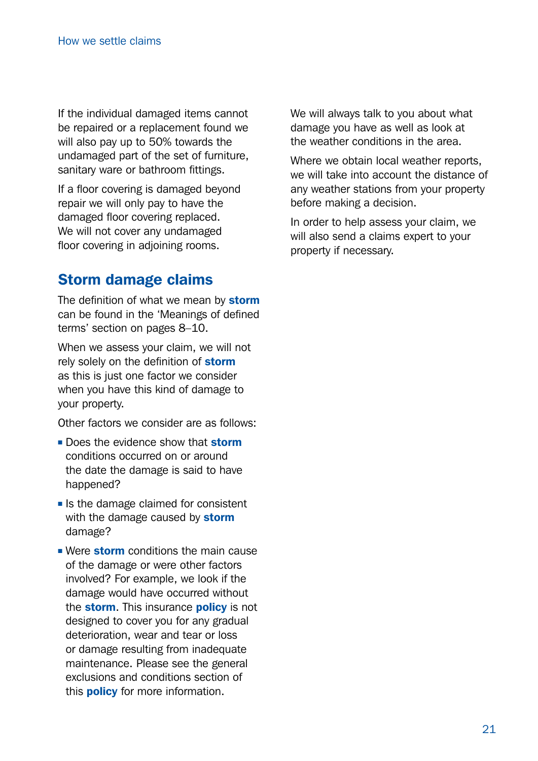If the individual damaged items cannot be repaired or a replacement found we will also pay up to 50% towards the undamaged part of the set of furniture, sanitary ware or bathroom fittings.

If a floor covering is damaged beyond repair we will only pay to have the damaged floor covering replaced. We will not cover any undamaged floor covering in adjoining rooms.

## Storm damage claims

The definition of what we mean by **storm** can be found in the 'Meanings of defined terms' section on pages 8–10.

When we assess your claim, we will not rely solely on the definition of **storm** as this is just one factor we consider when you have this kind of damage to your property.

Other factors we consider are as follows:

- Does the evidence show that **storm** conditions occurred on or around the date the damage is said to have happened?
- Is the damage claimed for consistent with the damage caused by **storm** damage?
- Were **storm** conditions the main cause of the damage or were other factors involved? For example, we look if the damage would have occurred without the **storm**. This insurance **policy** is not designed to cover you for any gradual deterioration, wear and tear or loss or damage resulting from inadequate maintenance. Please see the general exclusions and conditions section of this **policy** for more information.

We will always talk to you about what damage you have as well as look at the weather conditions in the area.

Where we obtain local weather reports, we will take into account the distance of any weather stations from your property before making a decision.

In order to help assess your claim, we will also send a claims expert to your property if necessary.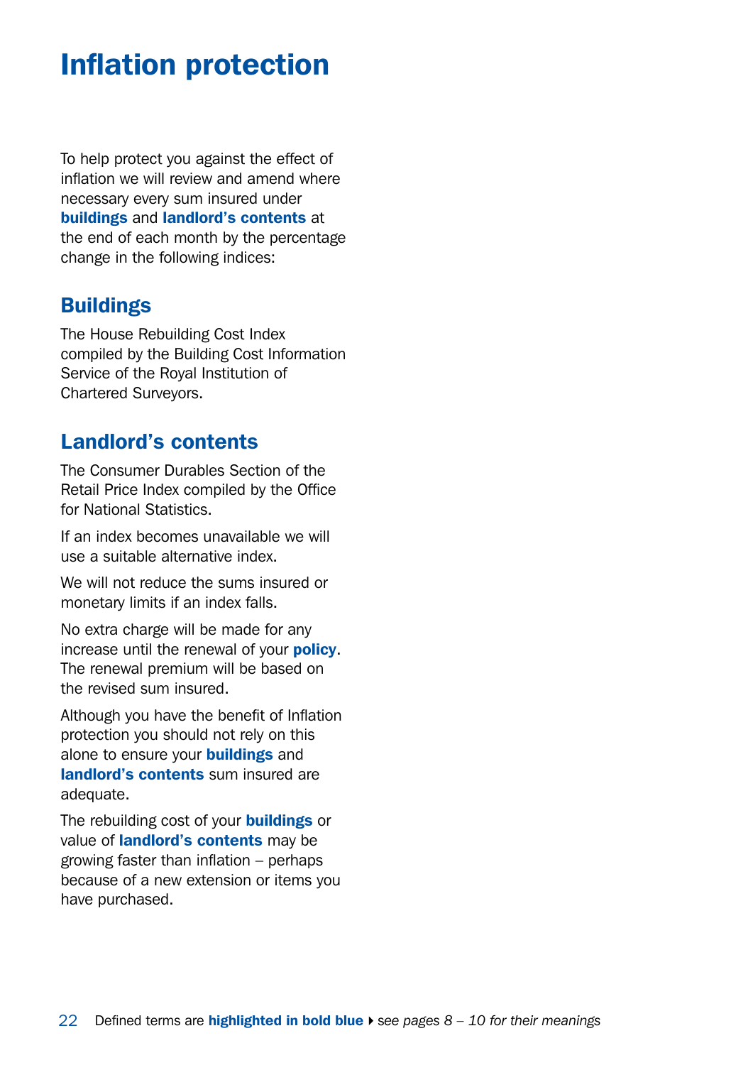# Inflation protection

To help protect you against the effect of inflation we will review and amend where necessary every sum insured under **buildings** and **landlord's contents** at the end of each month by the percentage change in the following indices:

## Buildings

The House Rebuilding Cost Index compiled by the Building Cost Information Service of the Royal Institution of Chartered Surveyors.

## Landlord's contents

The Consumer Durables Section of the Retail Price Index compiled by the Office for National Statistics.

If an index becomes unavailable we will use a suitable alternative index.

We will not reduce the sums insured or monetary limits if an index falls.

No extra charge will be made for any increase until the renewal of your **policy**. The renewal premium will be based on the revised sum insured.

Although you have the benefit of Inflation protection you should not rely on this alone to ensure your **buildings** and **landlord's contents** sum insured are adequate.

The rebuilding cost of your **buildings** or value of **landlord's contents** may be growing faster than inflation – perhaps because of a new extension or items you have purchased.

Defined terms are **highlighted in bold blue** ▸ *see pages 8 – 10 for their meanings*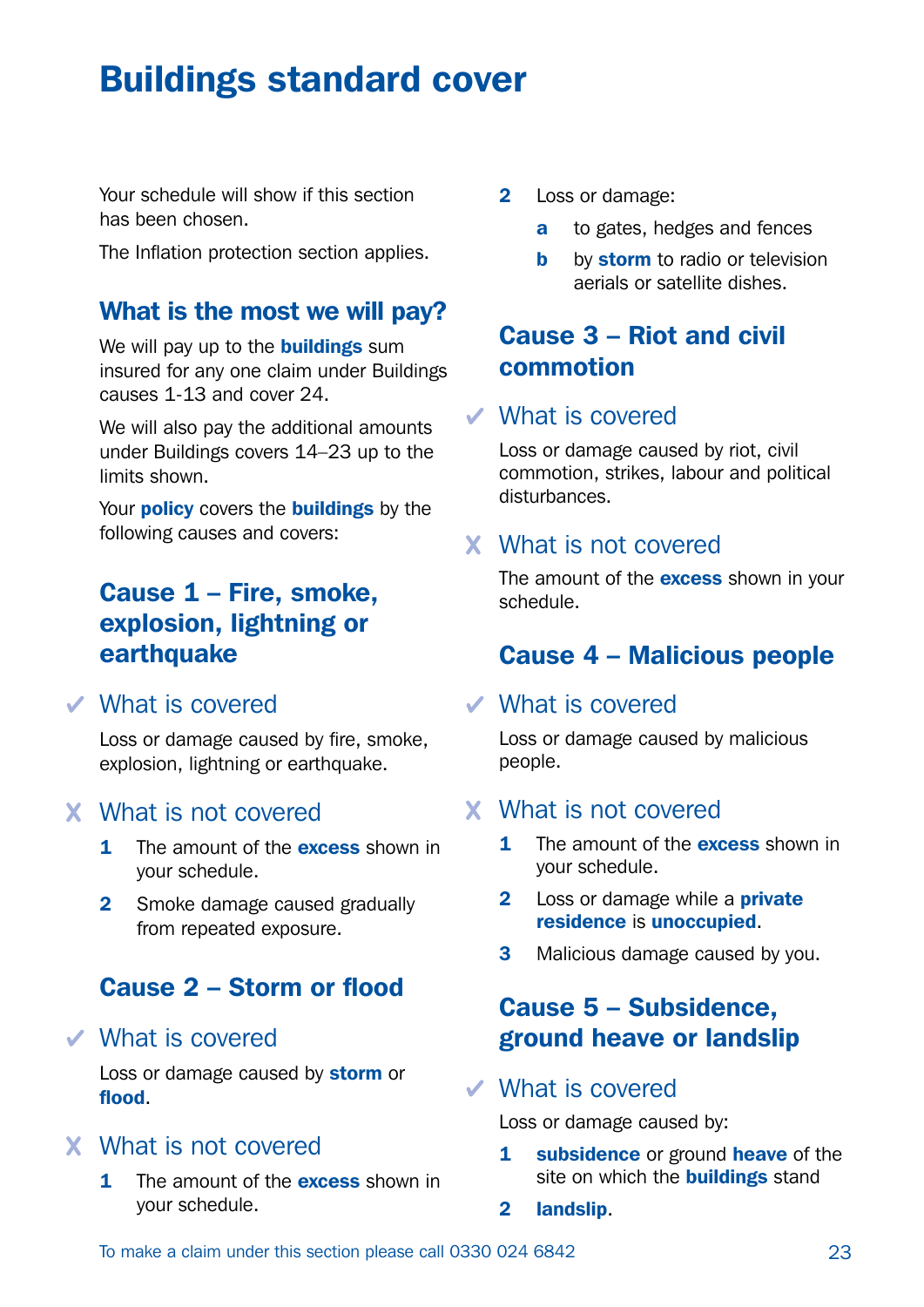# Buildings standard cover

Your schedule will show if this section has been chosen.

The Inflation protection section applies.

## What is the most we will pay?

We will pay up to the **buildings** sum insured for any one claim under Buildings causes 1-13 and cover 24.

We will also pay the additional amounts under Buildings covers 14–23 up to the limits shown.

Your **policy** covers the **buildings** by the following causes and covers:

## Cause 1 – Fire, smoke, explosion, lightning or earthquake

### ✓ What is covered

Loss or damage caused by fire, smoke, explosion, lightning or earthquake.

### ✗ What is not covered

1. The amount of the **excess** shown in your schedule.
2. Smoke damage caused gradually from repeated exposure.

## Cause 2 – Storm or flood

### ✓ What is covered

Loss or damage caused by **storm** or **flood**.

### ✗ What is not covered

1. The amount of the **excess** shown in your schedule.
2. Loss or damage:
   - **a** to gates, hedges and fences
   - **b** by **storm** to radio or television aerials or satellite dishes.

## Cause 3 – Riot and civil commotion

### ✓ What is covered

Loss or damage caused by riot, civil commotion, strikes, labour and political disturbances.

### ✗ What is not covered

The amount of the **excess** shown in your schedule.

## Cause 4 – Malicious people

### ✓ What is covered

Loss or damage caused by malicious people.

### ✗ What is not covered

1. The amount of the **excess** shown in your schedule.
2. Loss or damage while a **private residence** is **unoccupied**.
3. Malicious damage caused by you.

## Cause 5 – Subsidence, ground heave or landslip

### ✓ What is covered

Loss or damage caused by:

1. **subsidence** or ground **heave** of the site on which the **buildings** stand
2. **landslip**.

To make a claim under this section please call 0330 024 6842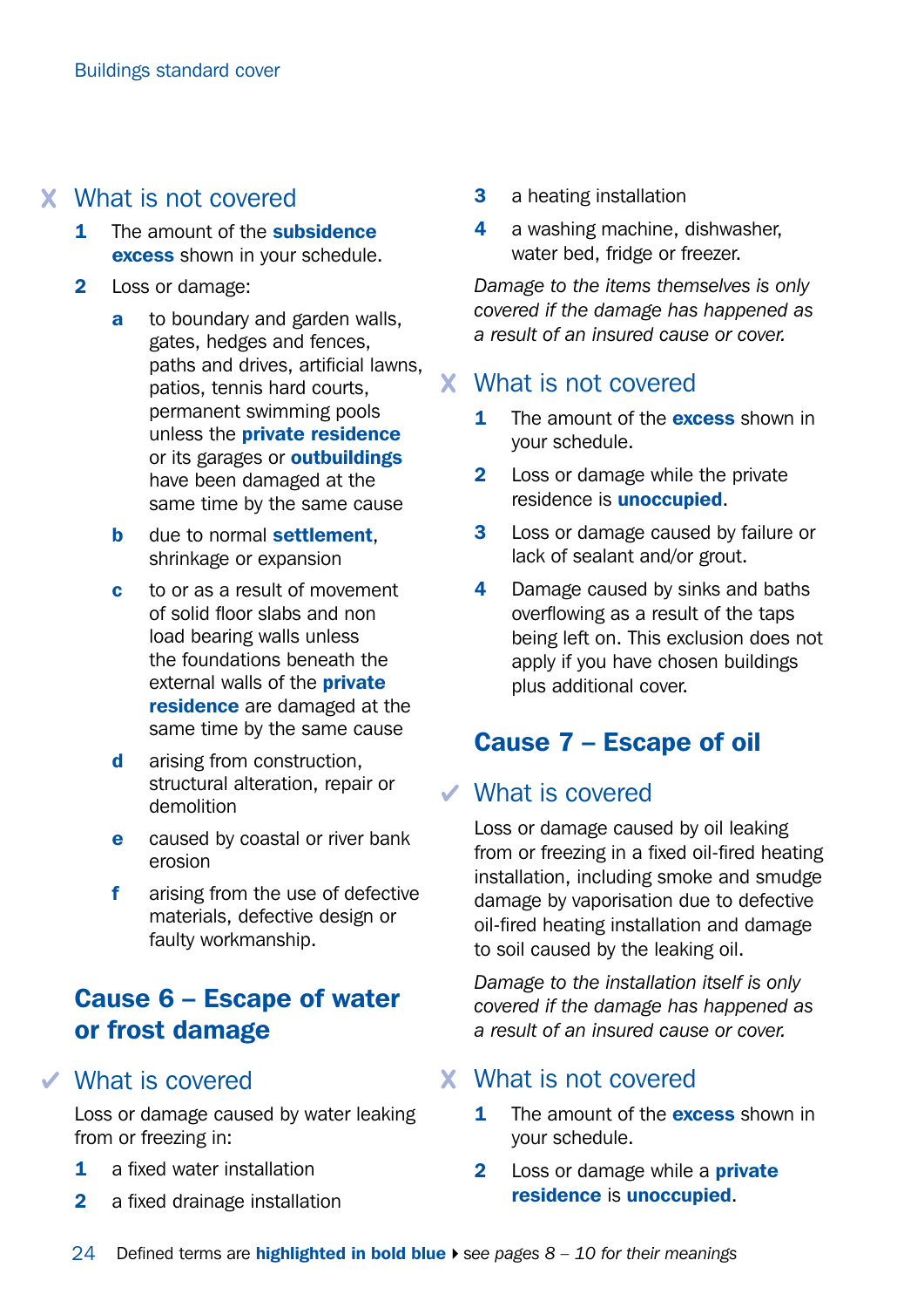### ✗ What is not covered

1. The amount of the **subsidence excess** shown in your schedule.
2. Loss or damage:
   - a. to boundary and garden walls, gates, hedges and fences, paths and drives, artificial lawns, patios, tennis hard courts, permanent swimming pools unless the **private residence** or its garages or **outbuildings** have been damaged at the same time by the same cause
   - b. due to normal **settlement**, shrinkage or expansion
   - c. to or as a result of movement of solid floor slabs and non load bearing walls unless the foundations beneath the external walls of the **private residence** are damaged at the same time by the same cause
   - d. arising from construction, structural alteration, repair or demolition
   - e. caused by coastal or river bank erosion
   - f. arising from the use of defective materials, defective design or faulty workmanship.

## Cause 6 – Escape of water or frost damage

### ✓ What is covered

Loss or damage caused by water leaking from or freezing in:

1. a fixed water installation
2. a fixed drainage installation
3. a heating installation
4. a washing machine, dishwasher, water bed, fridge or freezer.

*Damage to the items themselves is only covered if the damage has happened as a result of an insured cause or cover.*

### ✗ What is not covered

1. The amount of the **excess** shown in your schedule.
2. Loss or damage while the private residence is **unoccupied**.
3. Loss or damage caused by failure or lack of sealant and/or grout.
4. Damage caused by sinks and baths overflowing as a result of the taps being left on. This exclusion does not apply if you have chosen buildings plus additional cover.

## Cause 7 – Escape of oil

### ✓ What is covered

Loss or damage caused by oil leaking from or freezing in a fixed oil-fired heating installation, including smoke and smudge damage by vaporisation due to defective oil-fired heating installation and damage to soil caused by the leaking oil.

*Damage to the installation itself is only covered if the damage has happened as a result of an insured cause or cover.*

### ✗ What is not covered

1. The amount of the **excess** shown in your schedule.
2. Loss or damage while a **private residence** is **unoccupied**.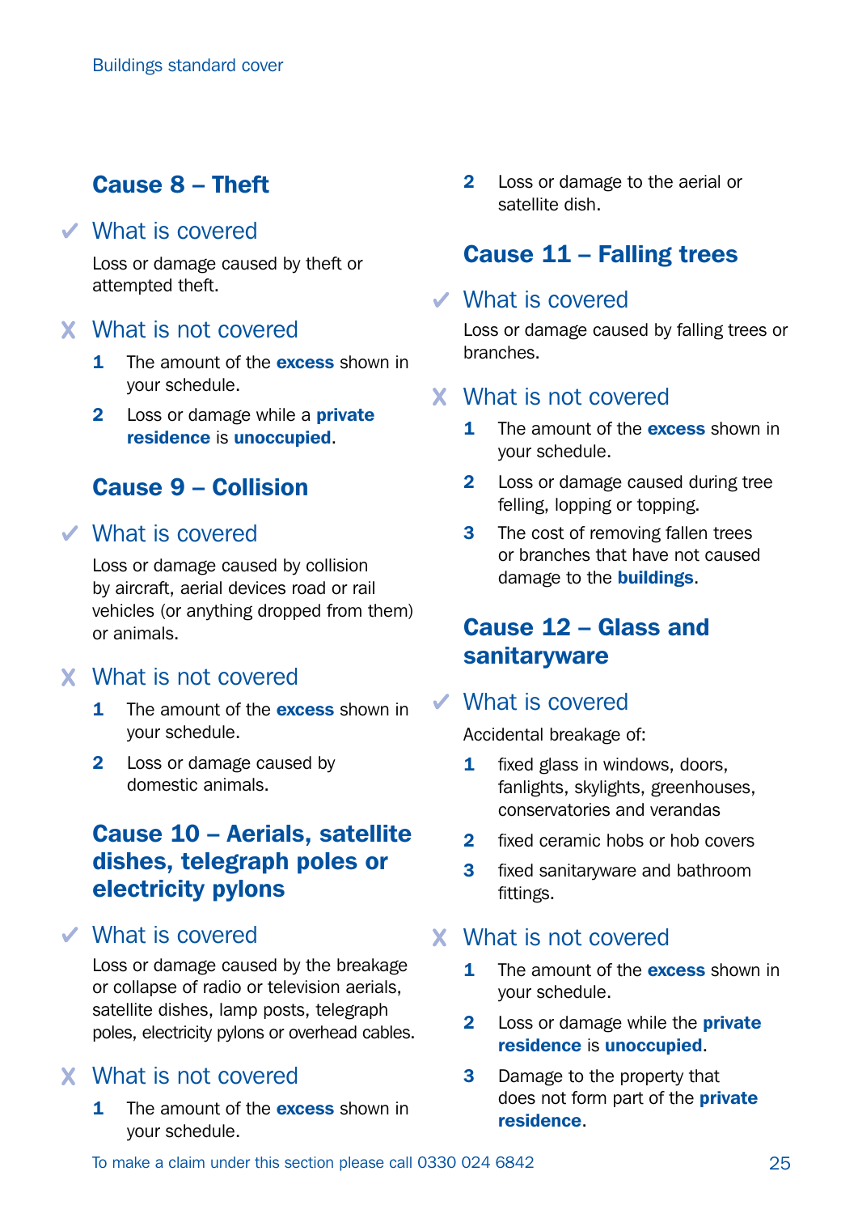## Cause 8 – Theft

### ✔ What is covered

Loss or damage caused by theft or attempted theft.

### ✘ What is not covered

1. The amount of the **excess** shown in your schedule.
2. Loss or damage while a **private residence** is **unoccupied**.

## Cause 9 – Collision

### ✔ What is covered

Loss or damage caused by collision by aircraft, aerial devices road or rail vehicles (or anything dropped from them) or animals.

### ✘ What is not covered

1. The amount of the **excess** shown in your schedule.
2. Loss or damage caused by domestic animals.

## Cause 10 – Aerials, satellite dishes, telegraph poles or electricity pylons

### ✔ What is covered

Loss or damage caused by the breakage or collapse of radio or television aerials, satellite dishes, lamp posts, telegraph poles, electricity pylons or overhead cables.

### ✘ What is not covered

1. The amount of the **excess** shown in your schedule.
2. Loss or damage to the aerial or satellite dish.

## Cause 11 – Falling trees

### ✔ What is covered

Loss or damage caused by falling trees or branches.

### ✘ What is not covered

1. The amount of the **excess** shown in your schedule.
2. Loss or damage caused during tree felling, lopping or topping.
3. The cost of removing fallen trees or branches that have not caused damage to the **buildings**.

## Cause 12 – Glass and sanitaryware

### ✔ What is covered

Accidental breakage of:

1. fixed glass in windows, doors, fanlights, skylights, greenhouses, conservatories and verandas
2. fixed ceramic hobs or hob covers
3. fixed sanitaryware and bathroom fittings.

### ✘ What is not covered

1. The amount of the **excess** shown in your schedule.
2. Loss or damage while the **private residence** is **unoccupied**.
3. Damage to the property that does not form part of the **private residence**.

To make a claim under this section please call 0330 024 6842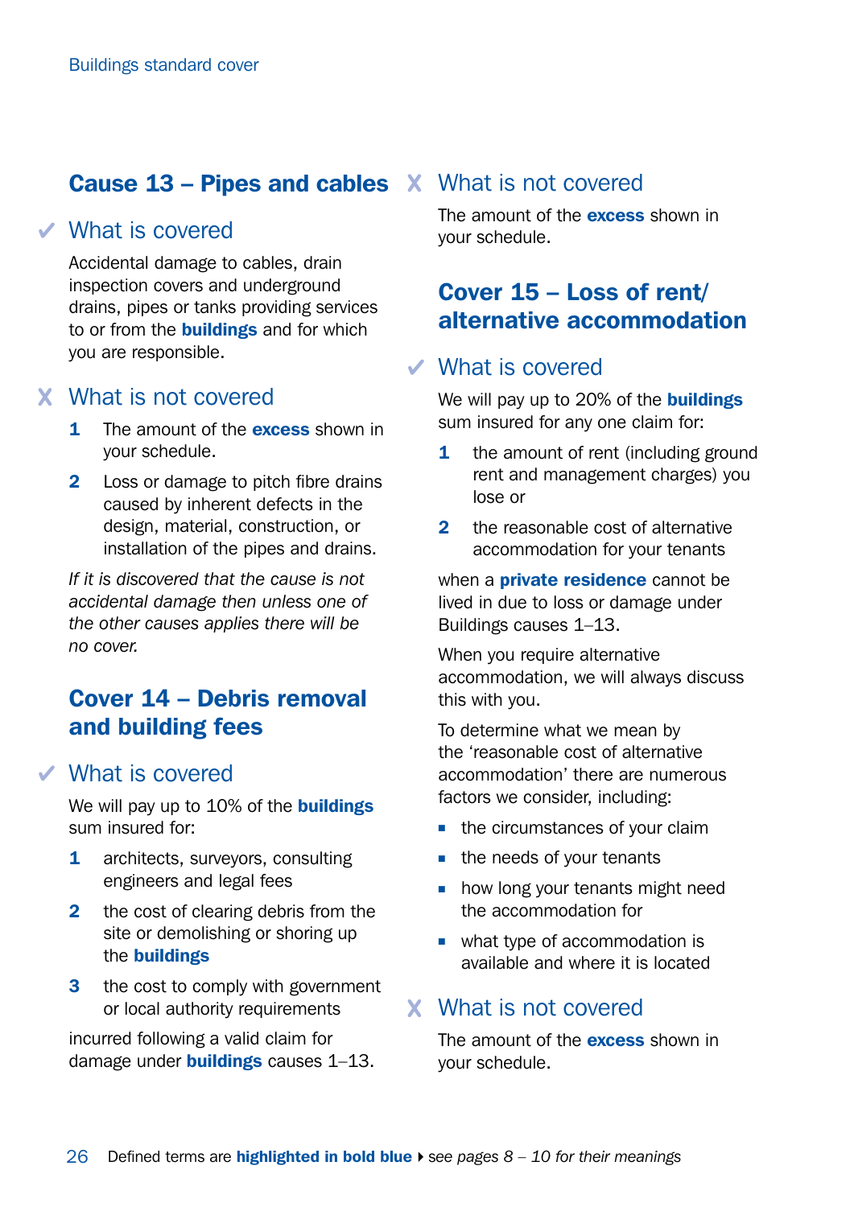## Cause 13 – Pipes and cables

### ✓ What is covered

Accidental damage to cables, drain inspection covers and underground drains, pipes or tanks providing services to or from the **buildings** and for which you are responsible.

### ✗ What is not covered

1. The amount of the **excess** shown in your schedule.
2. Loss or damage to pitch fibre drains caused by inherent defects in the design, material, construction, or installation of the pipes and drains.

*If it is discovered that the cause is not accidental damage then unless one of the other causes applies there will be no cover.*

## Cover 14 – Debris removal and building fees

### ✓ What is covered

We will pay up to 10% of the **buildings** sum insured for:

1. architects, surveyors, consulting engineers and legal fees
2. the cost of clearing debris from the site or demolishing or shoring up the **buildings**
3. the cost to comply with government or local authority requirements

incurred following a valid claim for damage under **buildings** causes 1–13.

### ✗ What is not covered

The amount of the **excess** shown in your schedule.

## Cover 15 – Loss of rent/ alternative accommodation

### ✓ What is covered

We will pay up to 20% of the **buildings** sum insured for any one claim for:

1. the amount of rent (including ground rent and management charges) you lose or
2. the reasonable cost of alternative accommodation for your tenants

when a **private residence** cannot be lived in due to loss or damage under Buildings causes 1–13.

When you require alternative accommodation, we will always discuss this with you.

To determine what we mean by the 'reasonable cost of alternative accommodation' there are numerous factors we consider, including:

- the circumstances of your claim
- the needs of your tenants
- how long your tenants might need the accommodation for
- what type of accommodation is available and where it is located

### ✗ What is not covered

The amount of the **excess** shown in your schedule.

Defined terms are **highlighted in bold blue** ▸ *see pages 8 – 10 for their meanings*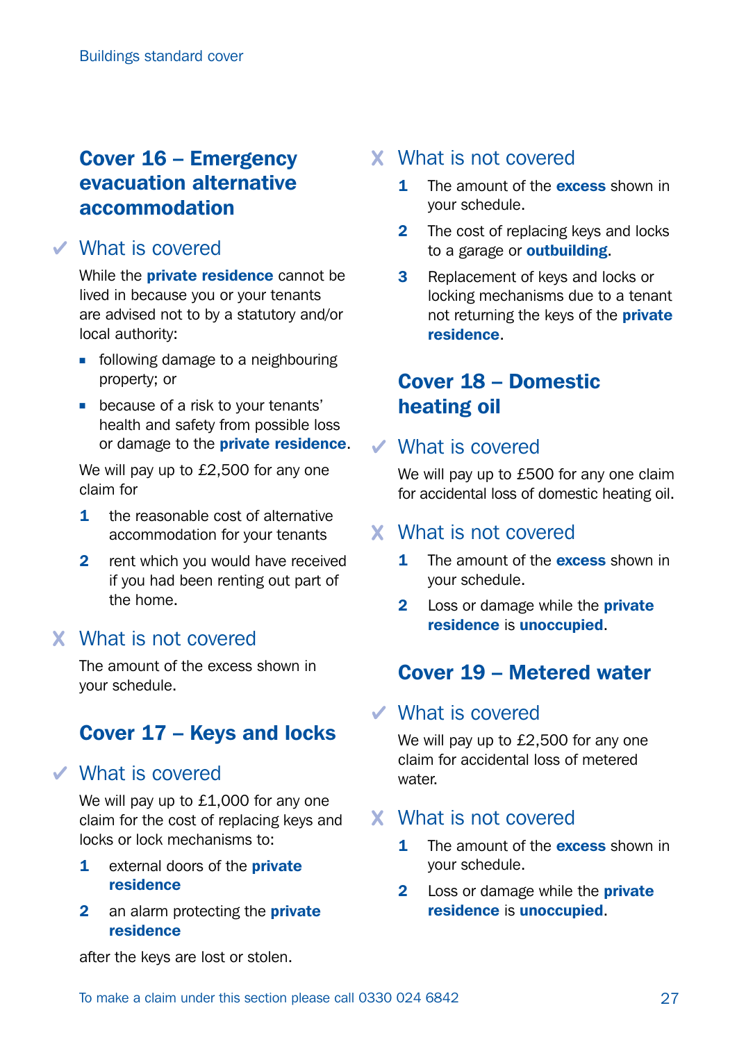## Cover 16 – Emergency evacuation alternative accommodation

### ✓ What is covered

While the **private residence** cannot be lived in because you or your tenants are advised not to by a statutory and/or local authority:

- following damage to a neighbouring property; or
- because of a risk to your tenants' health and safety from possible loss or damage to the **private residence**.

We will pay up to £2,500 for any one claim for

1. the reasonable cost of alternative accommodation for your tenants
2. rent which you would have received if you had been renting out part of the home.

### ✗ What is not covered

The amount of the excess shown in your schedule.

## Cover 17 – Keys and locks

### ✓ What is covered

We will pay up to £1,000 for any one claim for the cost of replacing keys and locks or lock mechanisms to:

1. external doors of the **private residence**
2. an alarm protecting the **private residence**

after the keys are lost or stolen.

### ✗ What is not covered

1. The amount of the **excess** shown in your schedule.
2. The cost of replacing keys and locks to a garage or **outbuilding**.
3. Replacement of keys and locks or locking mechanisms due to a tenant not returning the keys of the **private residence**.

## Cover 18 – Domestic heating oil

### ✓ What is covered

We will pay up to £500 for any one claim for accidental loss of domestic heating oil.

### ✗ What is not covered

1. The amount of the **excess** shown in your schedule.
2. Loss or damage while the **private residence** is **unoccupied**.

## Cover 19 – Metered water

### ✓ What is covered

We will pay up to £2,500 for any one claim for accidental loss of metered water.

### ✗ What is not covered

1. The amount of the **excess** shown in your schedule.
2. Loss or damage while the **private residence** is **unoccupied**.

To make a claim under this section please call 0330 024 6842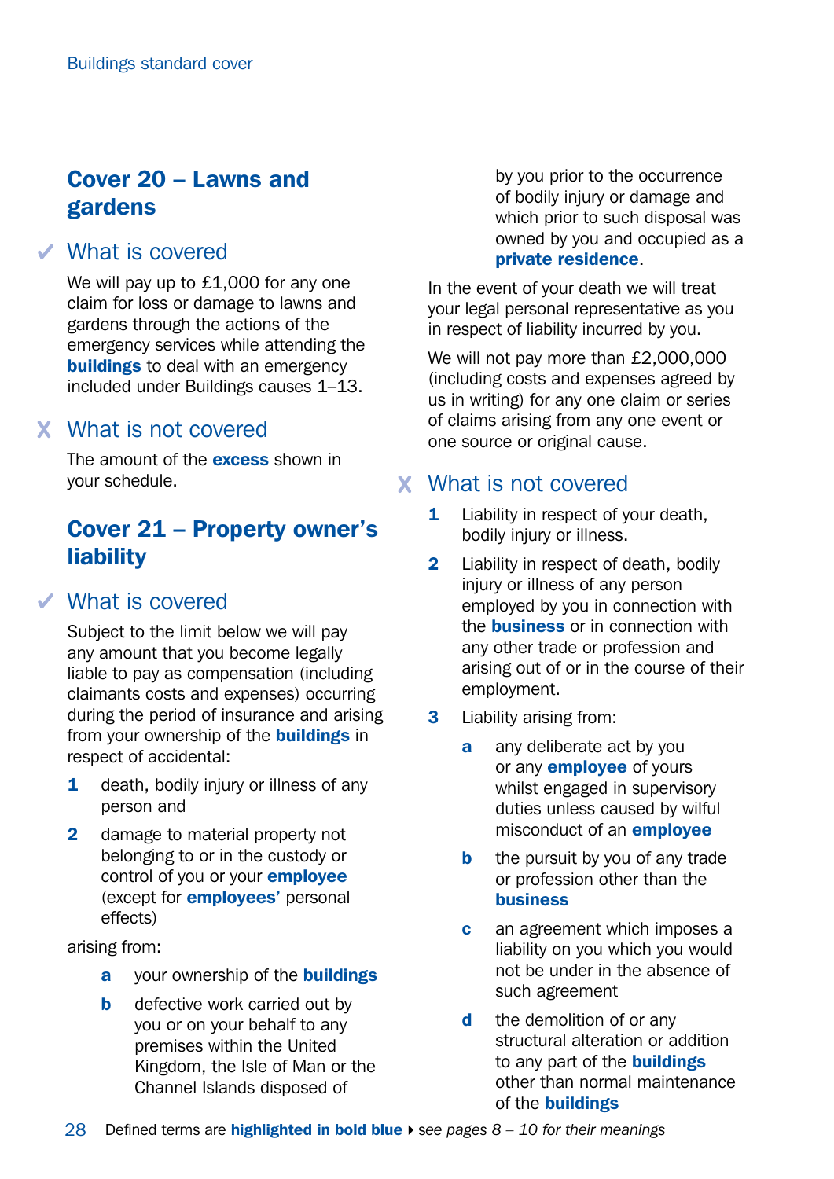## Cover 20 – Lawns and gardens

### ✓ What is covered

We will pay up to £1,000 for any one claim for loss or damage to lawns and gardens through the actions of the emergency services while attending the **buildings** to deal with an emergency included under Buildings causes 1–13.

### X What is not covered

The amount of the **excess** shown in your schedule.

## Cover 21 – Property owner's liability

### ✓ What is covered

Subject to the limit below we will pay any amount that you become legally liable to pay as compensation (including claimants costs and expenses) occurring during the period of insurance and arising from your ownership of the **buildings** in respect of accidental:

1. death, bodily injury or illness of any person and
2. damage to material property not belonging to or in the custody or control of you or your **employee** (except for **employees'** personal effects)

arising from:

- **a** your ownership of the **buildings**
- **b** defective work carried out by you or on your behalf to any premises within the United Kingdom, the Isle of Man or the Channel Islands disposed of by you prior to the occurrence of bodily injury or damage and which prior to such disposal was owned by you and occupied as a **private residence**.

In the event of your death we will treat your legal personal representative as you in respect of liability incurred by you.

We will not pay more than £2,000,000 (including costs and expenses agreed by us in writing) for any one claim or series of claims arising from any one event or one source or original cause.

### X What is not covered

1. Liability in respect of your death, bodily injury or illness.
2. Liability in respect of death, bodily injury or illness of any person employed by you in connection with the **business** or in connection with any other trade or profession and arising out of or in the course of their employment.
3. Liability arising from:
   - **a** any deliberate act by you or any **employee** of yours whilst engaged in supervisory duties unless caused by wilful misconduct of an **employee**
   - **b** the pursuit by you of any trade or profession other than the **business**
   - **c** an agreement which imposes a liability on you which you would not be under in the absence of such agreement
   - **d** the demolition of or any structural alteration or addition to any part of the **buildings** other than normal maintenance of the **buildings**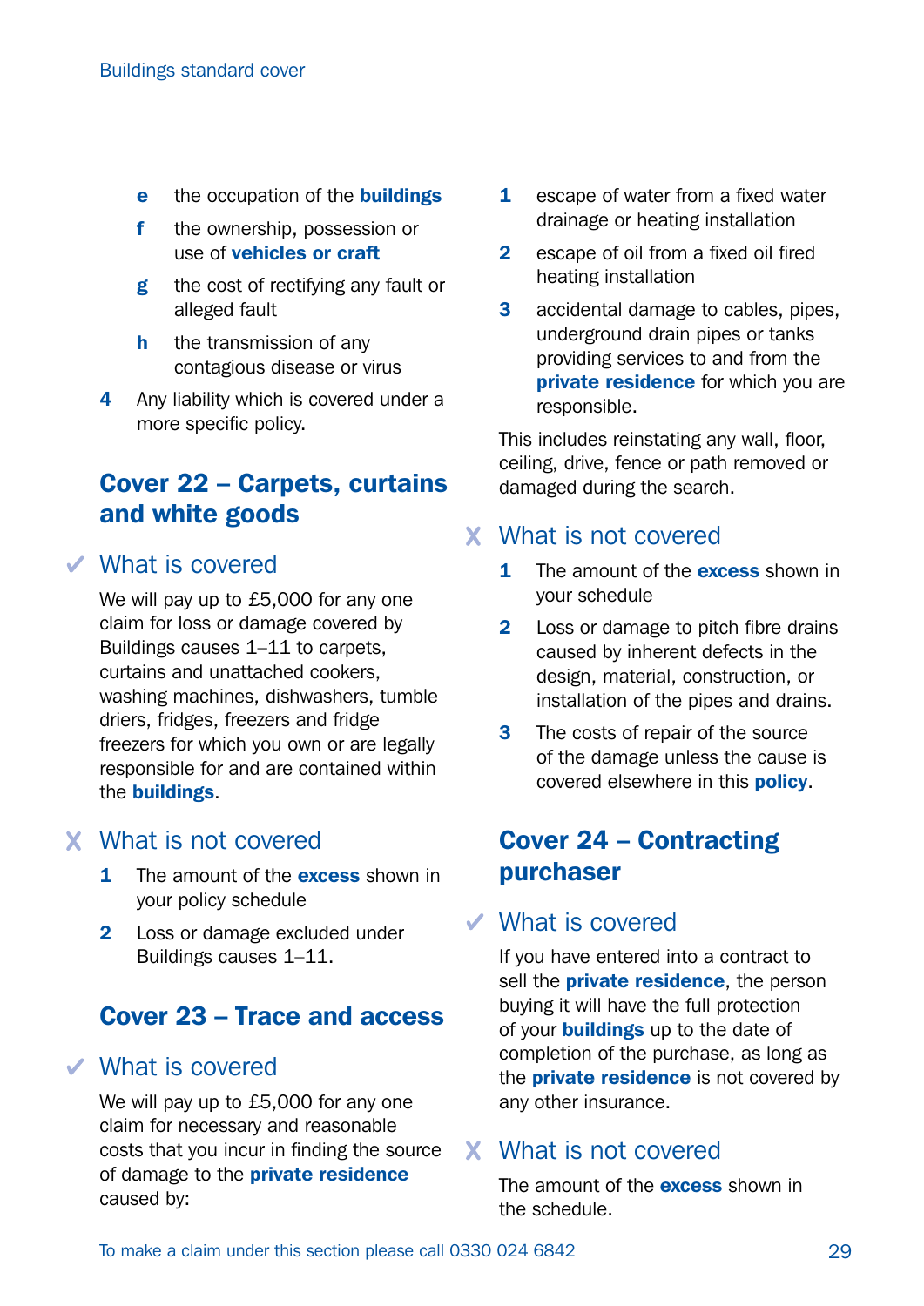- e the occupation of the **buildings**
- f the ownership, possession or use of **vehicles or craft**
- g the cost of rectifying any fault or alleged fault
- h the transmission of any contagious disease or virus

4 Any liability which is covered under a more specific policy.

## Cover 22 – Carpets, curtains and white goods

### ✔ What is covered

We will pay up to £5,000 for any one claim for loss or damage covered by Buildings causes 1–11 to carpets, curtains and unattached cookers, washing machines, dishwashers, tumble driers, fridges, freezers and fridge freezers for which you own or are legally responsible for and are contained within the **buildings**.

### ✘ What is not covered

1. The amount of the **excess** shown in your policy schedule
2. Loss or damage excluded under Buildings causes 1–11.

## Cover 23 – Trace and access

### ✔ What is covered

We will pay up to £5,000 for any one claim for necessary and reasonable costs that you incur in finding the source of damage to the **private residence** caused by:

1. escape of water from a fixed water drainage or heating installation
2. escape of oil from a fixed oil fired heating installation
3. accidental damage to cables, pipes, underground drain pipes or tanks providing services to and from the **private residence** for which you are responsible.

This includes reinstating any wall, floor, ceiling, drive, fence or path removed or damaged during the search.

### ✘ What is not covered

1. The amount of the **excess** shown in your schedule
2. Loss or damage to pitch fibre drains caused by inherent defects in the design, material, construction, or installation of the pipes and drains.
3. The costs of repair of the source of the damage unless the cause is covered elsewhere in this **policy**.

## Cover 24 – Contracting purchaser

### ✔ What is covered

If you have entered into a contract to sell the **private residence**, the person buying it will have the full protection of your **buildings** up to the date of completion of the purchase, as long as the **private residence** is not covered by any other insurance.

### ✘ What is not covered

The amount of the **excess** shown in the schedule.

To make a claim under this section please call 0330 024 6842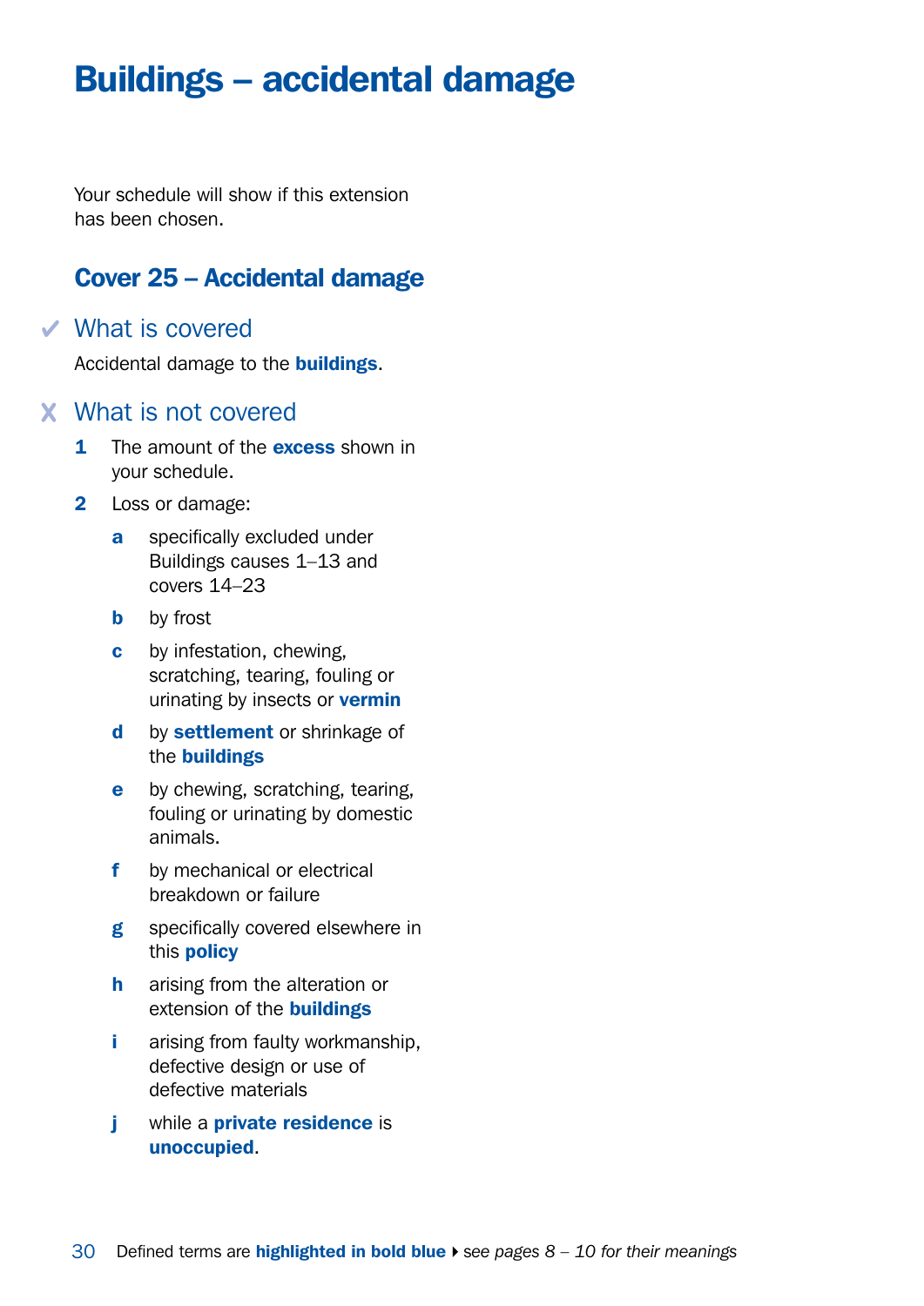# Buildings – accidental damage

Your schedule will show if this extension has been chosen.

## Cover 25 – Accidental damage

### ✔ What is covered

Accidental damage to the **buildings**.

### ✘ What is not covered

1. The amount of the **excess** shown in your schedule.
2. Loss or damage:
   - **a** specifically excluded under Buildings causes 1–13 and covers 14–23
   - **b** by frost
   - **c** by infestation, chewing, scratching, tearing, fouling or urinating by insects or **vermin**
   - **d** by **settlement** or shrinkage of the **buildings**
   - **e** by chewing, scratching, tearing, fouling or urinating by domestic animals.
   - **f** by mechanical or electrical breakdown or failure
   - **g** specifically covered elsewhere in this **policy**
   - **h** arising from the alteration or extension of the **buildings**
   - **i** arising from faulty workmanship, defective design or use of defective materials
   - **j** while a **private residence** is **unoccupied**.

Defined terms are **highlighted in bold blue** ▸ *see pages 8 – 10 for their meanings*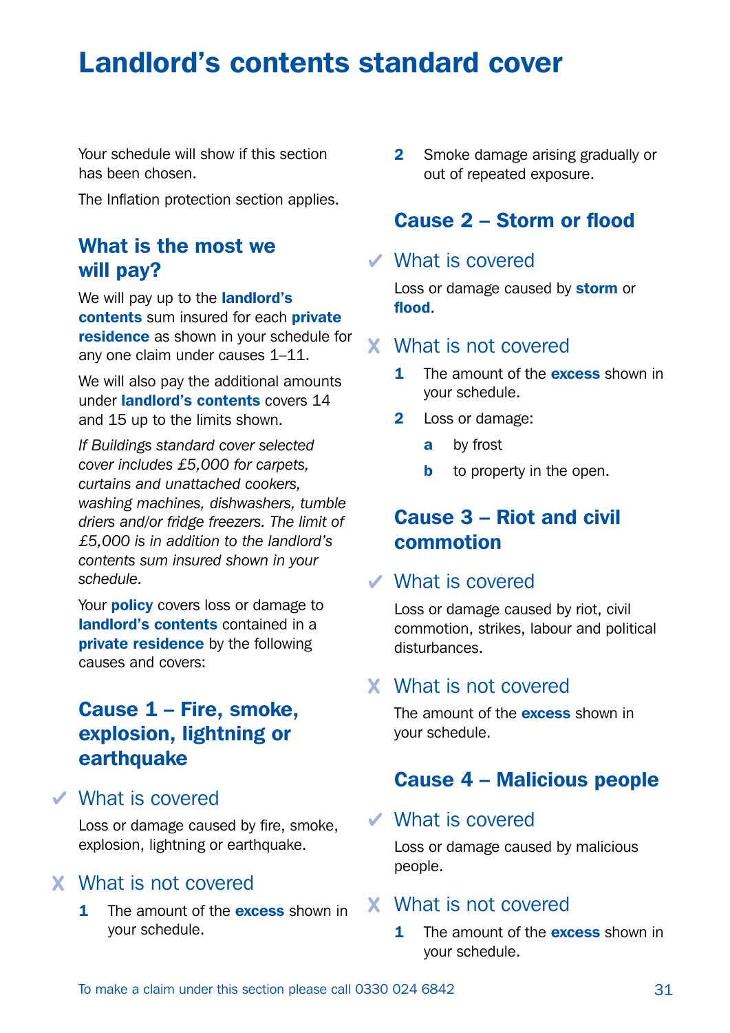# Landlord's contents standard cover

Your schedule will show if this section has been chosen.

The Inflation protection section applies.

## What is the most we will pay?

We will pay up to the **landlord's contents** sum insured for each **private residence** as shown in your schedule for any one claim under causes 1–11.

We will also pay the additional amounts under **landlord's contents** covers 14 and 15 up to the limits shown.

*If Buildings standard cover selected cover includes £5,000 for carpets, curtains and unattached cookers, washing machines, dishwashers, tumble driers and/or fridge freezers. The limit of £5,000 is in addition to the landlord's contents sum insured shown in your schedule.*

Your **policy** covers loss or damage to **landlord's contents** contained in a **private residence** by the following causes and covers:

## Cause 1 – Fire, smoke, explosion, lightning or earthquake

### ✔ What is covered

Loss or damage caused by fire, smoke, explosion, lightning or earthquake.

### ✘ What is not covered

1. The amount of the **excess** shown in your schedule.
2. Smoke damage arising gradually or out of repeated exposure.

## Cause 2 – Storm or flood

### ✔ What is covered

Loss or damage caused by **storm** or **flood**.

### ✘ What is not covered

1. The amount of the **excess** shown in your schedule.
2. Loss or damage:
   - **a** by frost
   - **b** to property in the open.

## Cause 3 – Riot and civil commotion

### ✔ What is covered

Loss or damage caused by riot, civil commotion, strikes, labour and political disturbances.

### ✘ What is not covered

The amount of the **excess** shown in your schedule.

## Cause 4 – Malicious people

### ✔ What is covered

Loss or damage caused by malicious people.

### ✘ What is not covered

1. The amount of the **excess** shown in your schedule.

To make a claim under this section please call 0330 024 6842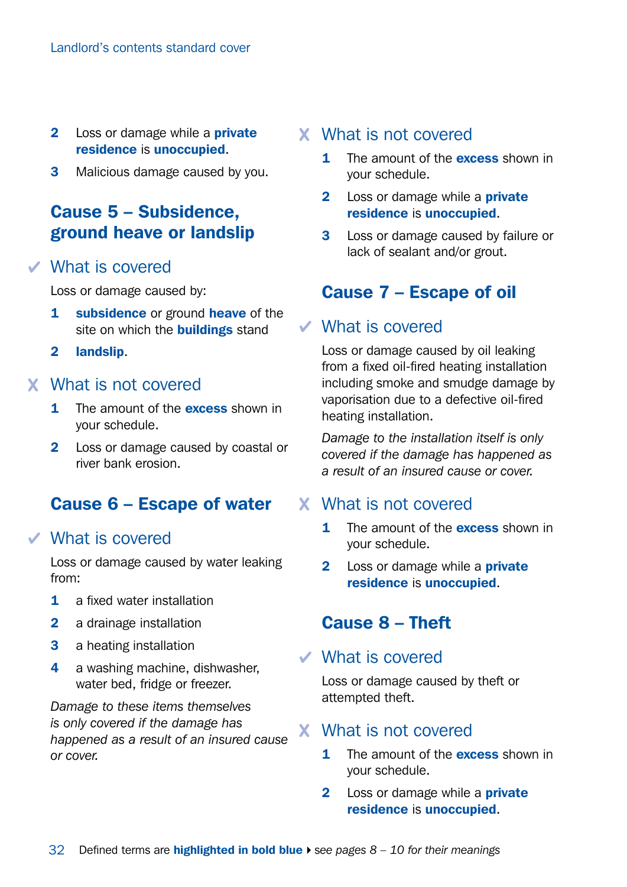2. Loss or damage while a **private residence** is **unoccupied**.
3. Malicious damage caused by you.

## Cause 5 – Subsidence, ground heave or landslip

### ✓ What is covered

Loss or damage caused by:

1. **subsidence** or ground **heave** of the site on which the **buildings** stand
2. **landslip**.

### X What is not covered

1. The amount of the **excess** shown in your schedule.
2. Loss or damage caused by coastal or river bank erosion.

## Cause 6 – Escape of water

### ✓ What is covered

Loss or damage caused by water leaking from:

1. a fixed water installation
2. a drainage installation
3. a heating installation
4. a washing machine, dishwasher, water bed, fridge or freezer.

*Damage to these items themselves is only covered if the damage has happened as a result of an insured cause or cover.*

### X What is not covered

1. The amount of the **excess** shown in your schedule.
2. Loss or damage while a **private residence** is **unoccupied**.
3. Loss or damage caused by failure or lack of sealant and/or grout.

## Cause 7 – Escape of oil

### ✓ What is covered

Loss or damage caused by oil leaking from a fixed oil-fired heating installation including smoke and smudge damage by vaporisation due to a defective oil-fired heating installation.

*Damage to the installation itself is only covered if the damage has happened as a result of an insured cause or cover.*

### X What is not covered

1. The amount of the **excess** shown in your schedule.
2. Loss or damage while a **private residence** is **unoccupied**.

## Cause 8 – Theft

### ✓ What is covered

Loss or damage caused by theft or attempted theft.

### X What is not covered

1. The amount of the **excess** shown in your schedule.
2. Loss or damage while a **private residence** is **unoccupied**.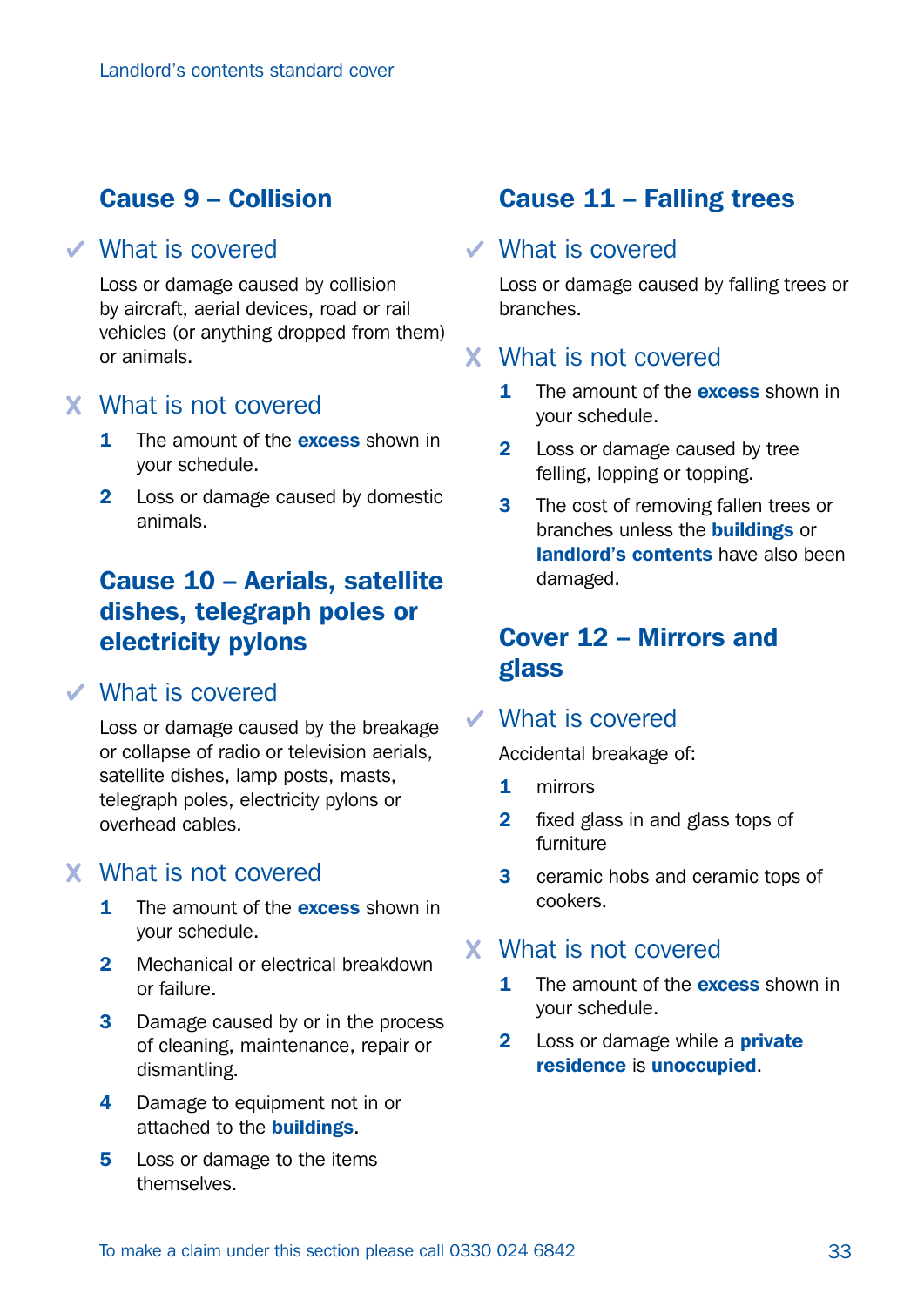## Cause 9 – Collision

### ✓ What is covered

Loss or damage caused by collision by aircraft, aerial devices, road or rail vehicles (or anything dropped from them) or animals.

### ✗ What is not covered

1. The amount of the **excess** shown in your schedule.
2. Loss or damage caused by domestic animals.

## Cause 10 – Aerials, satellite dishes, telegraph poles or electricity pylons

### ✓ What is covered

Loss or damage caused by the breakage or collapse of radio or television aerials, satellite dishes, lamp posts, masts, telegraph poles, electricity pylons or overhead cables.

### ✗ What is not covered

1. The amount of the **excess** shown in your schedule.
2. Mechanical or electrical breakdown or failure.
3. Damage caused by or in the process of cleaning, maintenance, repair or dismantling.
4. Damage to equipment not in or attached to the **buildings**.
5. Loss or damage to the items themselves.

## Cause 11 – Falling trees

### ✓ What is covered

Loss or damage caused by falling trees or branches.

### ✗ What is not covered

1. The amount of the **excess** shown in your schedule.
2. Loss or damage caused by tree felling, lopping or topping.
3. The cost of removing fallen trees or branches unless the **buildings** or **landlord's contents** have also been damaged.

## Cover 12 – Mirrors and glass

### ✓ What is covered

Accidental breakage of:

1. mirrors
2. fixed glass in and glass tops of furniture
3. ceramic hobs and ceramic tops of cookers.

### ✗ What is not covered

1. The amount of the **excess** shown in your schedule.
2. Loss or damage while a **private residence** is **unoccupied**.

To make a claim under this section please call 0330 024 6842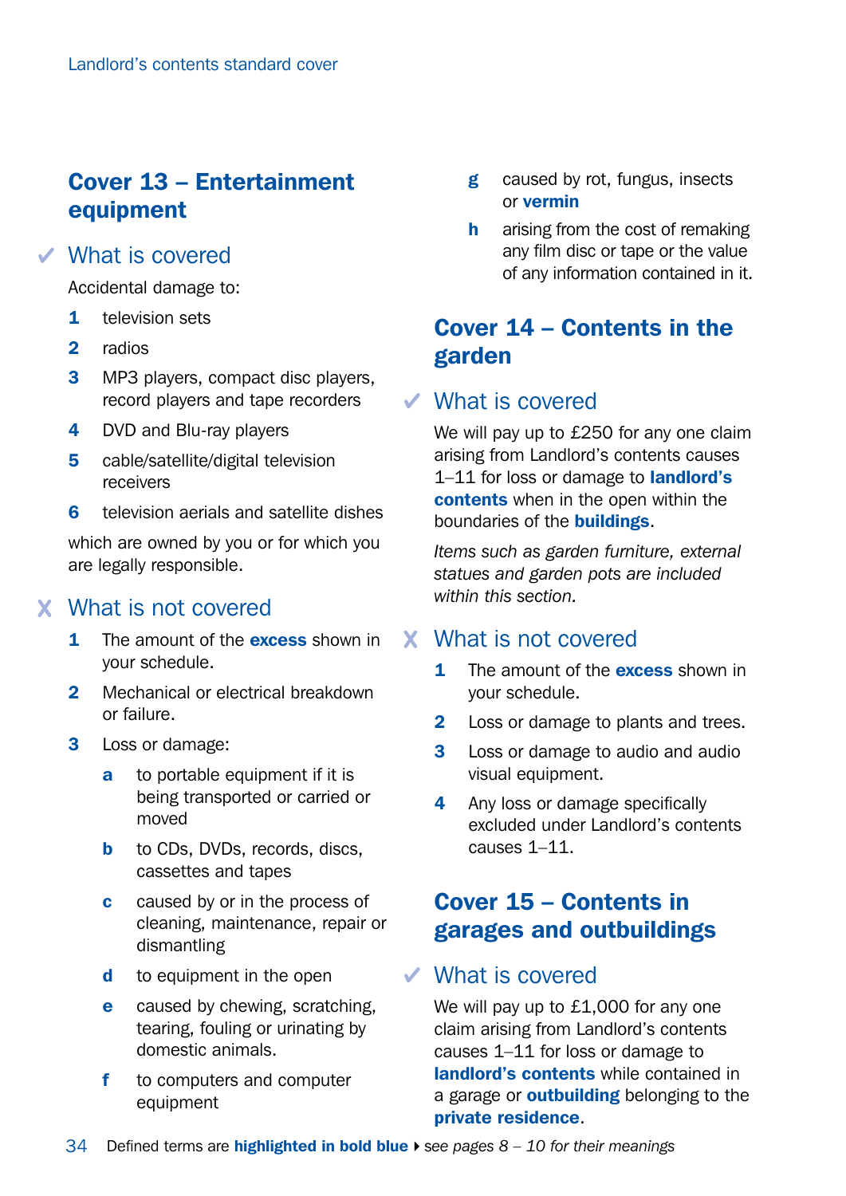## Cover 13 – Entertainment equipment

### ✓ What is covered

Accidental damage to:

1. television sets
2. radios
3. MP3 players, compact disc players, record players and tape recorders
4. DVD and Blu-ray players
5. cable/satellite/digital television receivers
6. television aerials and satellite dishes

which are owned by you or for which you are legally responsible.

### ✗ What is not covered

1. The amount of the **excess** shown in your schedule.
2. Mechanical or electrical breakdown or failure.
3. Loss or damage:
   - **a** to portable equipment if it is being transported or carried or moved
   - **b** to CDs, DVDs, records, discs, cassettes and tapes
   - **c** caused by or in the process of cleaning, maintenance, repair or dismantling
   - **d** to equipment in the open
   - **e** caused by chewing, scratching, tearing, fouling or urinating by domestic animals.
   - **f** to computers and computer equipment
   - **g** caused by rot, fungus, insects or **vermin**
   - **h** arising from the cost of remaking any film disc or tape or the value of any information contained in it.

## Cover 14 – Contents in the garden

### ✓ What is covered

We will pay up to £250 for any one claim arising from Landlord's contents causes 1–11 for loss or damage to **landlord's contents** when in the open within the boundaries of the **buildings**.

*Items such as garden furniture, external statues and garden pots are included within this section.*

### ✗ What is not covered

1. The amount of the **excess** shown in your schedule.
2. Loss or damage to plants and trees.
3. Loss or damage to audio and audio visual equipment.
4. Any loss or damage specifically excluded under Landlord's contents causes 1–11.

## Cover 15 – Contents in garages and outbuildings

### ✓ What is covered

We will pay up to £1,000 for any one claim arising from Landlord's contents causes 1–11 for loss or damage to **landlord's contents** while contained in a garage or **outbuilding** belonging to the **private residence**.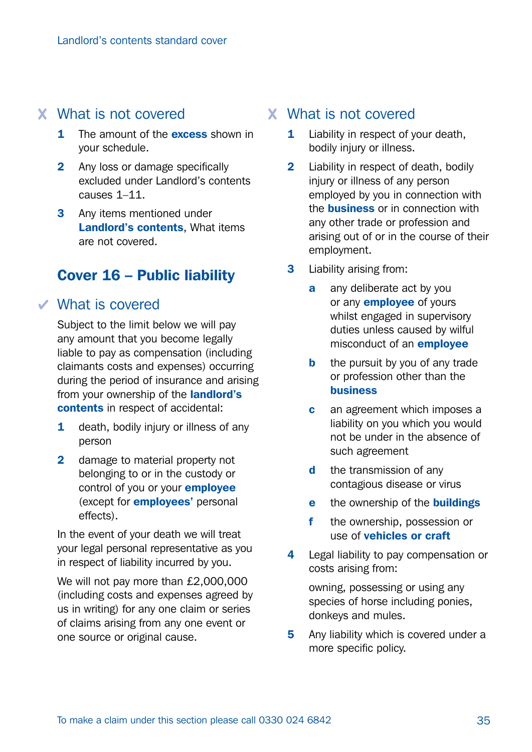## ✗ What is not covered

1. The amount of the **excess** shown in your schedule.
2. Any loss or damage specifically excluded under Landlord's contents causes 1–11.
3. Any items mentioned under **Landlord's contents**, What items are not covered.

## Cover 16 – Public liability

### ✓ What is covered

Subject to the limit below we will pay any amount that you become legally liable to pay as compensation (including claimants costs and expenses) occurring during the period of insurance and arising from your ownership of the **landlord's contents** in respect of accidental:

1. death, bodily injury or illness of any person
2. damage to material property not belonging to or in the custody or control of you or your **employee** (except for **employees'** personal effects).

In the event of your death we will treat your legal personal representative as you in respect of liability incurred by you.

We will not pay more than £2,000,000 (including costs and expenses agreed by us in writing) for any one claim or series of claims arising from any one event or one source or original cause.

### ✗ What is not covered

1. Liability in respect of your death, bodily injury or illness.
2. Liability in respect of death, bodily injury or illness of any person employed by you in connection with the **business** or in connection with any other trade or profession and arising out of or in the course of their employment.
3. Liability arising from:
   - **a** any deliberate act by you or any **employee** of yours whilst engaged in supervisory duties unless caused by wilful misconduct of an **employee**
   - **b** the pursuit by you of any trade or profession other than the **business**
   - **c** an agreement which imposes a liability on you which you would not be under in the absence of such agreement
   - **d** the transmission of any contagious disease or virus
   - **e** the ownership of the **buildings**
   - **f** the ownership, possession or use of **vehicles or craft**
4. Legal liability to pay compensation or costs arising from:

   owning, possessing or using any species of horse including ponies, donkeys and mules.
5. Any liability which is covered under a more specific policy.

To make a claim under this section please call 0330 024 6842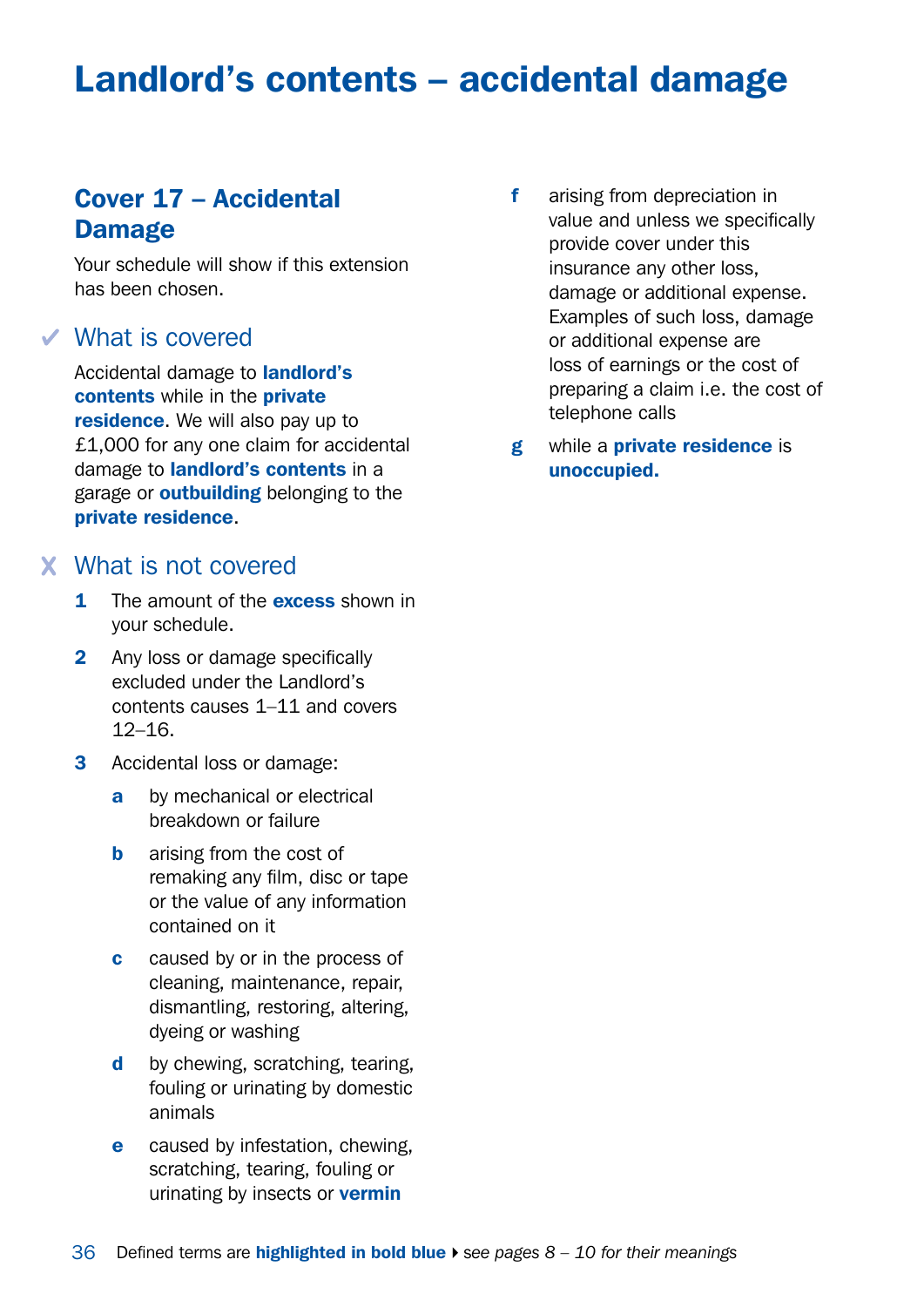# Landlord's contents – accidental damage

## Cover 17 – Accidental Damage

Your schedule will show if this extension has been chosen.

### ✔ What is covered

Accidental damage to **landlord's contents** while in the **private residence**. We will also pay up to £1,000 for any one claim for accidental damage to **landlord's contents** in a garage or **outbuilding** belonging to the **private residence**.

### ✘ What is not covered

1. The amount of the **excess** shown in your schedule.
2. Any loss or damage specifically excluded under the Landlord's contents causes 1–11 and covers 12–16.
3. Accidental loss or damage:
   - **a** by mechanical or electrical breakdown or failure
   - **b** arising from the cost of remaking any film, disc or tape or the value of any information contained on it
   - **c** caused by or in the process of cleaning, maintenance, repair, dismantling, restoring, altering, dyeing or washing
   - **d** by chewing, scratching, tearing, fouling or urinating by domestic animals
   - **e** caused by infestation, chewing, scratching, tearing, fouling or urinating by insects or **vermin**
   - **f** arising from depreciation in value and unless we specifically provide cover under this insurance any other loss, damage or additional expense. Examples of such loss, damage or additional expense are loss of earnings or the cost of preparing a claim i.e. the cost of telephone calls
   - **g** while a **private residence** is **unoccupied.**

Defined terms are **highlighted in bold blue** ▸ *see pages 8 – 10 for their meanings*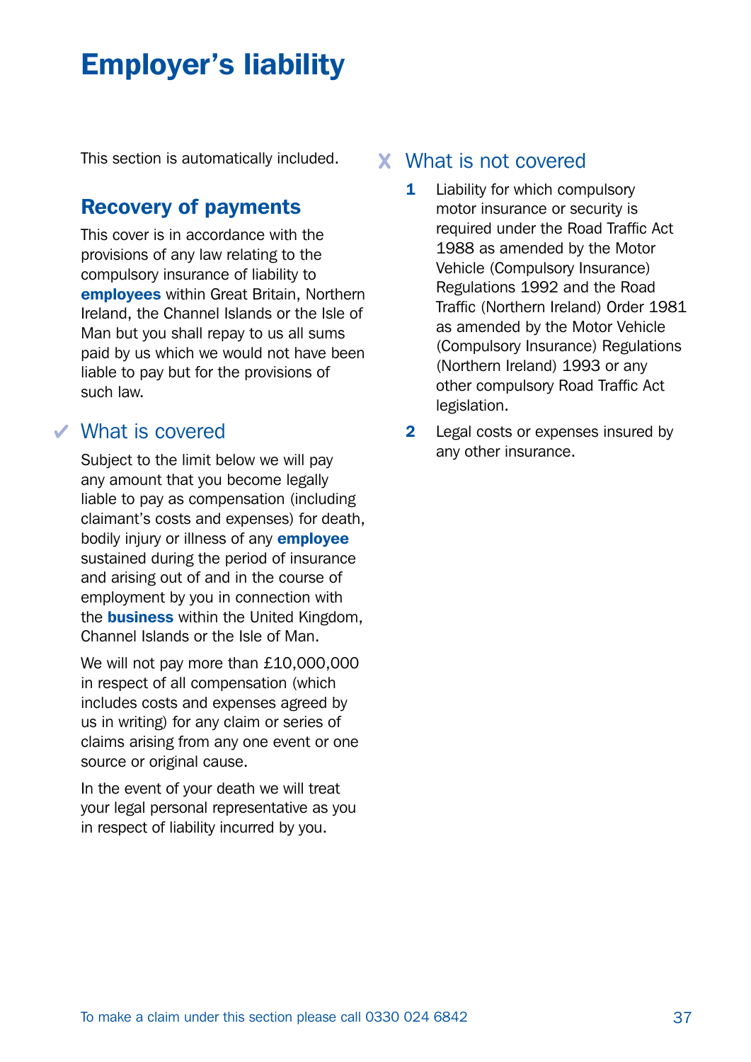# Employer's liability

This section is automatically included.

## Recovery of payments

This cover is in accordance with the provisions of any law relating to the compulsory insurance of liability to **employees** within Great Britain, Northern Ireland, the Channel Islands or the Isle of Man but you shall repay to us all sums paid by us which we would not have been liable to pay but for the provisions of such law.

## ✔ What is covered

Subject to the limit below we will pay any amount that you become legally liable to pay as compensation (including claimant's costs and expenses) for death, bodily injury or illness of any **employee** sustained during the period of insurance and arising out of and in the course of employment by you in connection with the **business** within the United Kingdom, Channel Islands or the Isle of Man.

We will not pay more than £10,000,000 in respect of all compensation (which includes costs and expenses agreed by us in writing) for any claim or series of claims arising from any one event or one source or original cause.

In the event of your death we will treat your legal personal representative as you in respect of liability incurred by you.

## ✘ What is not covered

1. Liability for which compulsory motor insurance or security is required under the Road Traffic Act 1988 as amended by the Motor Vehicle (Compulsory Insurance) Regulations 1992 and the Road Traffic (Northern Ireland) Order 1981 as amended by the Motor Vehicle (Compulsory Insurance) Regulations (Northern Ireland) 1993 or any other compulsory Road Traffic Act legislation.
2. Legal costs or expenses insured by any other insurance.

To make a claim under this section please call 0330 024 6842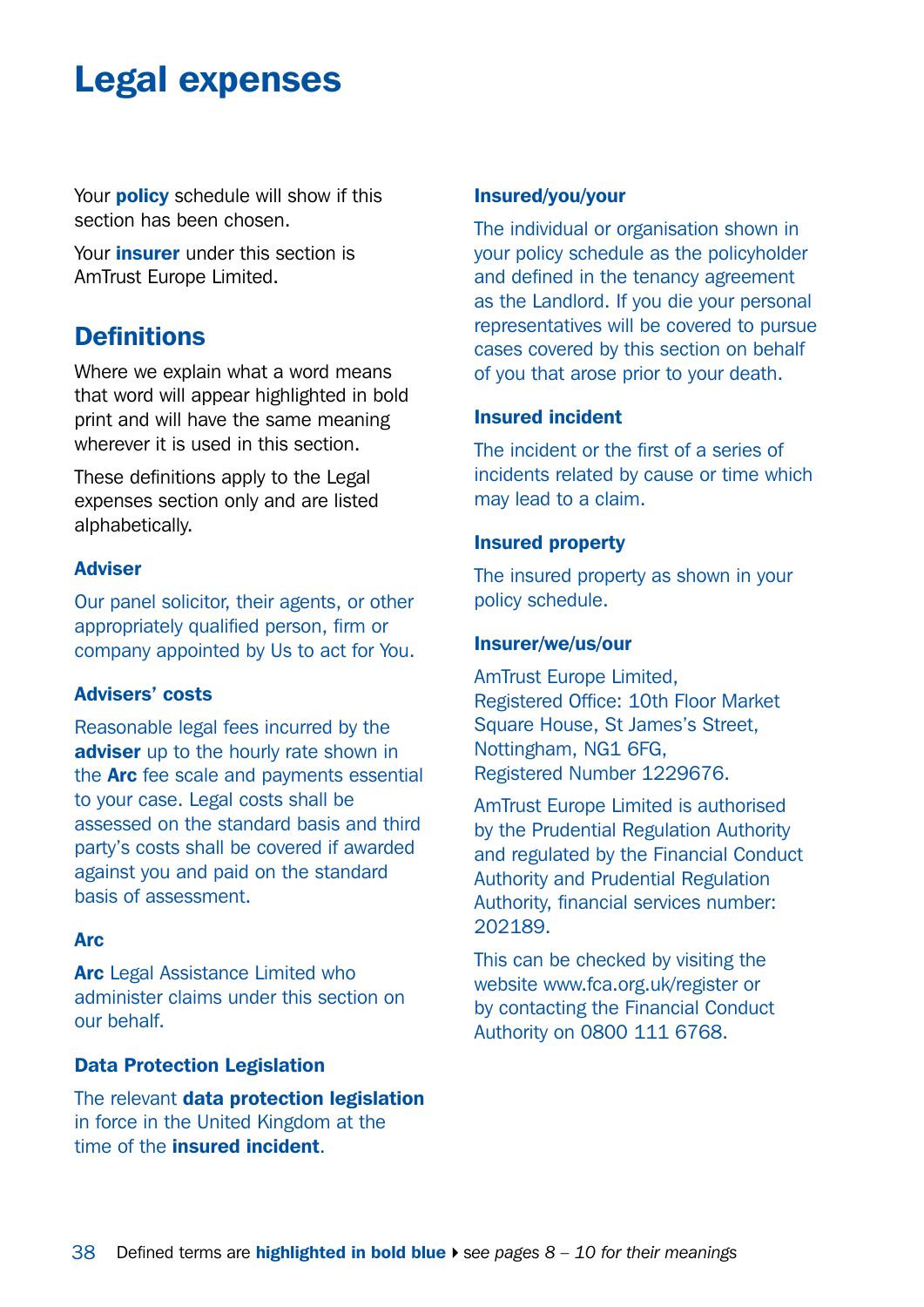# Legal expenses

Your **policy** schedule will show if this section has been chosen.

Your **insurer** under this section is AmTrust Europe Limited.

## Definitions

Where we explain what a word means that word will appear highlighted in bold print and will have the same meaning wherever it is used in this section.

These definitions apply to the Legal expenses section only and are listed alphabetically.

### Adviser

Our panel solicitor, their agents, or other appropriately qualified person, firm or company appointed by Us to act for You.

### Advisers' costs

Reasonable legal fees incurred by the **adviser** up to the hourly rate shown in the **Arc** fee scale and payments essential to your case. Legal costs shall be assessed on the standard basis and third party's costs shall be covered if awarded against you and paid on the standard basis of assessment.

### Arc

**Arc** Legal Assistance Limited who administer claims under this section on our behalf.

### Data Protection Legislation

The relevant **data protection legislation** in force in the United Kingdom at the time of the **insured incident**.

### Insured/you/your

The individual or organisation shown in your policy schedule as the policyholder and defined in the tenancy agreement as the Landlord. If you die your personal representatives will be covered to pursue cases covered by this section on behalf of you that arose prior to your death.

### Insured incident

The incident or the first of a series of incidents related by cause or time which may lead to a claim.

### Insured property

The insured property as shown in your policy schedule.

### Insurer/we/us/our

AmTrust Europe Limited,
Registered Office: 10th Floor Market Square House, St James's Street, Nottingham, NG1 6FG,
Registered Number 1229676.

AmTrust Europe Limited is authorised by the Prudential Regulation Authority and regulated by the Financial Conduct Authority and Prudential Regulation Authority, financial services number: 202189.

This can be checked by visiting the website www.fca.org.uk/register or by contacting the Financial Conduct Authority on 0800 111 6768.

Defined terms are **highlighted in bold blue** ▸ *see pages 8 – 10 for their meanings*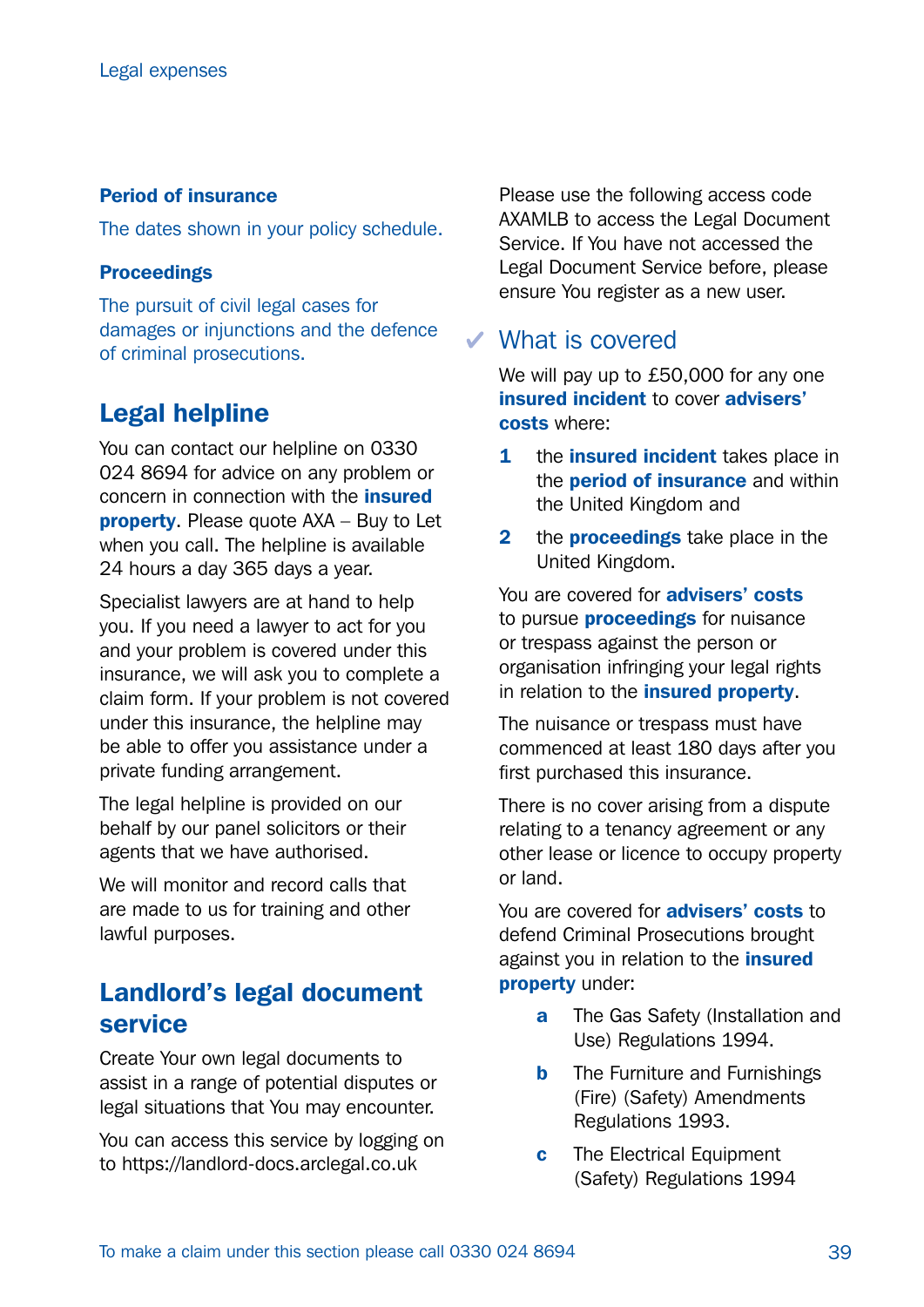**Period of insurance**

The dates shown in your policy schedule.

**Proceedings**

The pursuit of civil legal cases for damages or injunctions and the defence of criminal prosecutions.

## Legal helpline

You can contact our helpline on 0330 024 8694 for advice on any problem or concern in connection with the **insured property**. Please quote AXA – Buy to Let when you call. The helpline is available 24 hours a day 365 days a year.

Specialist lawyers are at hand to help you. If you need a lawyer to act for you and your problem is covered under this insurance, we will ask you to complete a claim form. If your problem is not covered under this insurance, the helpline may be able to offer you assistance under a private funding arrangement.

The legal helpline is provided on our behalf by our panel solicitors or their agents that we have authorised.

We will monitor and record calls that are made to us for training and other lawful purposes.

## Landlord's legal document service

Create Your own legal documents to assist in a range of potential disputes or legal situations that You may encounter.

You can access this service by logging on to https://landlord-docs.arclegal.co.uk

Please use the following access code AXAMLB to access the Legal Document Service. If You have not accessed the Legal Document Service before, please ensure You register as a new user.

## ✔ What is covered

We will pay up to £50,000 for any one **insured incident** to cover **advisers' costs** where:

1. the **insured incident** takes place in the **period of insurance** and within the United Kingdom and
2. the **proceedings** take place in the United Kingdom.

You are covered for **advisers' costs** to pursue **proceedings** for nuisance or trespass against the person or organisation infringing your legal rights in relation to the **insured property**.

The nuisance or trespass must have commenced at least 180 days after you first purchased this insurance.

There is no cover arising from a dispute relating to a tenancy agreement or any other lease or licence to occupy property or land.

You are covered for **advisers' costs** to defend Criminal Prosecutions brought against you in relation to the **insured property** under:

- **a** The Gas Safety (Installation and Use) Regulations 1994.
- **b** The Furniture and Furnishings (Fire) (Safety) Amendments Regulations 1993.
- **c** The Electrical Equipment (Safety) Regulations 1994

To make a claim under this section please call 0330 024 8694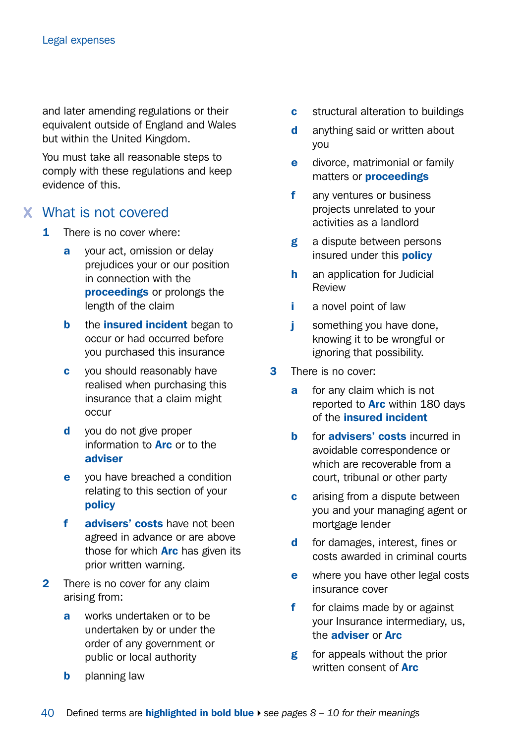and later amending regulations or their equivalent outside of England and Wales but within the United Kingdom.

You must take all reasonable steps to comply with these regulations and keep evidence of this.

## What is not covered

1. There is no cover where:
   - **a** your act, omission or delay prejudices your or our position in connection with the **proceedings** or prolongs the length of the claim
   - **b** the **insured incident** began to occur or had occurred before you purchased this insurance
   - **c** you should reasonably have realised when purchasing this insurance that a claim might occur
   - **d** you do not give proper information to **Arc** or to the **adviser**
   - **e** you have breached a condition relating to this section of your **policy**
   - **f** **advisers' costs** have not been agreed in advance or are above those for which **Arc** has given its prior written warning.
2. There is no cover for any claim arising from:
   - **a** works undertaken or to be undertaken by or under the order of any government or public or local authority
   - **b** planning law
   - **c** structural alteration to buildings
   - **d** anything said or written about you
   - **e** divorce, matrimonial or family matters or **proceedings**
   - **f** any ventures or business projects unrelated to your activities as a landlord
   - **g** a dispute between persons insured under this **policy**
   - **h** an application for Judicial Review
   - **i** a novel point of law
   - **j** something you have done, knowing it to be wrongful or ignoring that possibility.
3. There is no cover:
   - **a** for any claim which is not reported to **Arc** within 180 days of the **insured incident**
   - **b** for **advisers' costs** incurred in avoidable correspondence or which are recoverable from a court, tribunal or other party
   - **c** arising from a dispute between you and your managing agent or mortgage lender
   - **d** for damages, interest, fines or costs awarded in criminal courts
   - **e** where you have other legal costs insurance cover
   - **f** for claims made by or against your Insurance intermediary, us, the **adviser** or **Arc**
   - **g** for appeals without the prior written consent of **Arc**

Defined terms are **highlighted in bold blue** ▸ *see pages 8 – 10 for their meanings*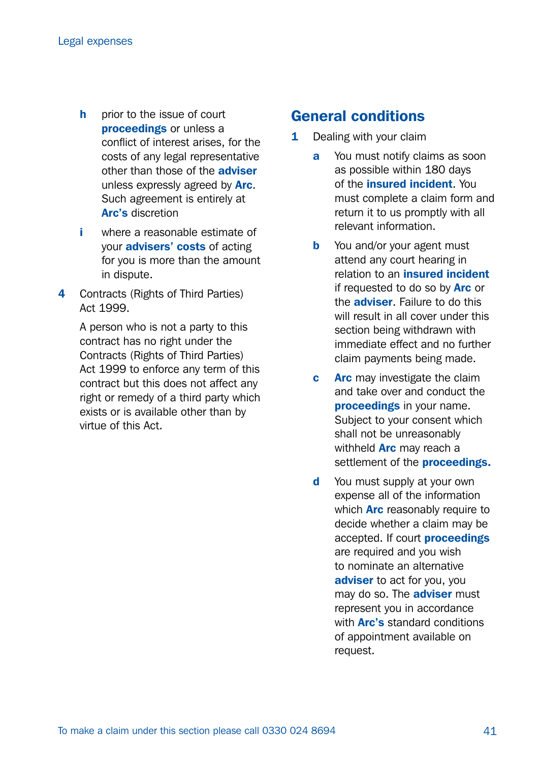- **h** prior to the issue of court **proceedings** or unless a conflict of interest arises, for the costs of any legal representative other than those of the **adviser** unless expressly agreed by **Arc**. Such agreement is entirely at **Arc's** discretion
- **i** where a reasonable estimate of your **advisers' costs** of acting for you is more than the amount in dispute.

**4** Contracts (Rights of Third Parties) Act 1999.

A person who is not a party to this contract has no right under the Contracts (Rights of Third Parties) Act 1999 to enforce any term of this contract but this does not affect any right or remedy of a third party which exists or is available other than by virtue of this Act.

## General conditions

**1** Dealing with your claim

- **a** You must notify claims as soon as possible within 180 days of the **insured incident**. You must complete a claim form and return it to us promptly with all relevant information.
- **b** You and/or your agent must attend any court hearing in relation to an **insured incident** if requested to do so by **Arc** or the **adviser**. Failure to do this will result in all cover under this section being withdrawn with immediate effect and no further claim payments being made.
- **c** **Arc** may investigate the claim and take over and conduct the **proceedings** in your name. Subject to your consent which shall not be unreasonably withheld **Arc** may reach a settlement of the **proceedings.**
- **d** You must supply at your own expense all of the information which **Arc** reasonably require to decide whether a claim may be accepted. If court **proceedings** are required and you wish to nominate an alternative **adviser** to act for you, you may do so. The **adviser** must represent you in accordance with **Arc's** standard conditions of appointment available on request.

To make a claim under this section please call 0330 024 8694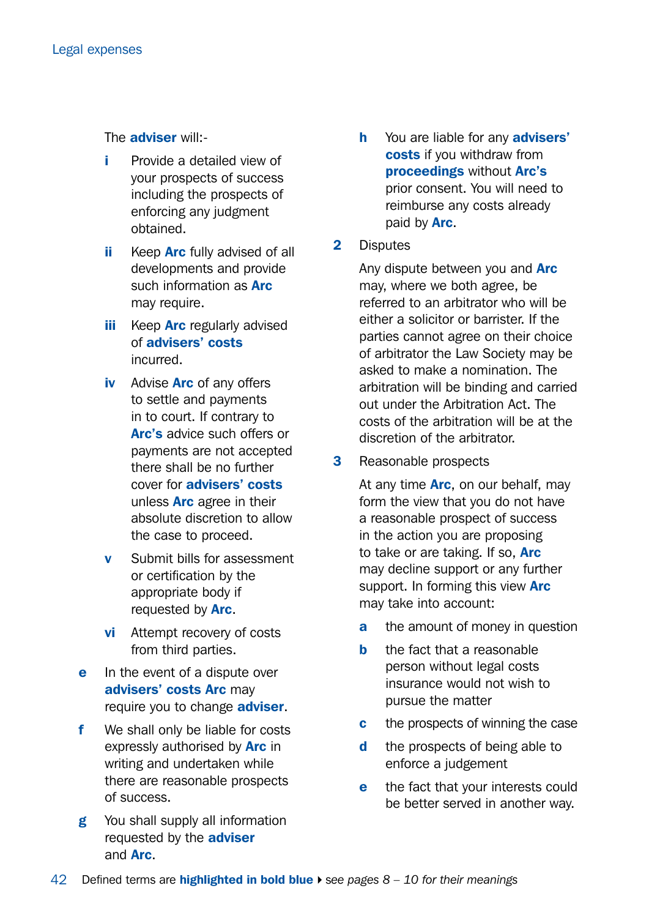The **adviser** will:-

- **i** Provide a detailed view of your prospects of success including the prospects of enforcing any judgment obtained.
- **ii** Keep **Arc** fully advised of all developments and provide such information as **Arc** may require.
- **iii** Keep **Arc** regularly advised of **advisers' costs** incurred.
- **iv** Advise **Arc** of any offers to settle and payments in to court. If contrary to **Arc's** advice such offers or payments are not accepted there shall be no further cover for **advisers' costs** unless **Arc** agree in their absolute discretion to allow the case to proceed.
- **v** Submit bills for assessment or certification by the appropriate body if requested by **Arc**.
- **vi** Attempt recovery of costs from third parties.

**e** In the event of a dispute over **advisers' costs Arc** may require you to change **adviser**.

**f** We shall only be liable for costs expressly authorised by **Arc** in writing and undertaken while there are reasonable prospects of success.

**g** You shall supply all information requested by the **adviser** and **Arc**.

**h** You are liable for any **advisers' costs** if you withdraw from **proceedings** without **Arc's** prior consent. You will need to reimburse any costs already paid by **Arc**.

**2** Disputes

Any dispute between you and **Arc** may, where we both agree, be referred to an arbitrator who will be either a solicitor or barrister. If the parties cannot agree on their choice of arbitrator the Law Society may be asked to make a nomination. The arbitration will be binding and carried out under the Arbitration Act. The costs of the arbitration will be at the discretion of the arbitrator.

**3** Reasonable prospects

At any time **Arc**, on our behalf, may form the view that you do not have a reasonable prospect of success in the action you are proposing to take or are taking. If so, **Arc** may decline support or any further support. In forming this view **Arc** may take into account:

- **a** the amount of money in question
- **b** the fact that a reasonable person without legal costs insurance would not wish to pursue the matter
- **c** the prospects of winning the case
- **d** the prospects of being able to enforce a judgement
- **e** the fact that your interests could be better served in another way.

Defined terms are **highlighted in bold blue** ▸ *see pages 8 – 10 for their meanings*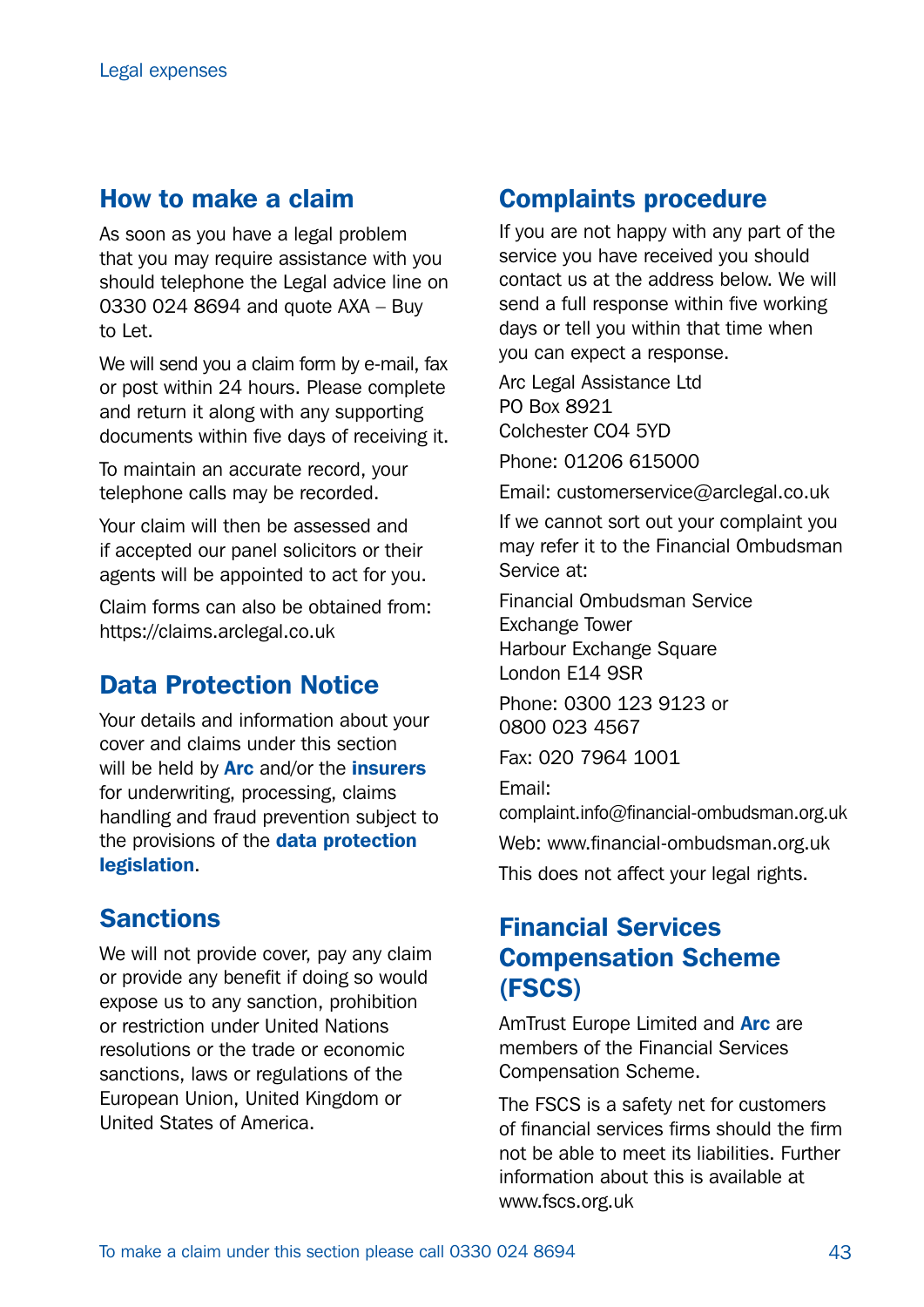## How to make a claim

As soon as you have a legal problem that you may require assistance with you should telephone the Legal advice line on 0330 024 8694 and quote AXA – Buy to Let.

We will send you a claim form by e-mail, fax or post within 24 hours. Please complete and return it along with any supporting documents within five days of receiving it.

To maintain an accurate record, your telephone calls may be recorded.

Your claim will then be assessed and if accepted our panel solicitors or their agents will be appointed to act for you.

Claim forms can also be obtained from: https://claims.arclegal.co.uk

## Data Protection Notice

Your details and information about your cover and claims under this section will be held by **Arc** and/or the **insurers** for underwriting, processing, claims handling and fraud prevention subject to the provisions of the **data protection legislation**.

## Sanctions

We will not provide cover, pay any claim or provide any benefit if doing so would expose us to any sanction, prohibition or restriction under United Nations resolutions or the trade or economic sanctions, laws or regulations of the European Union, United Kingdom or United States of America.

## Complaints procedure

If you are not happy with any part of the service you have received you should contact us at the address below. We will send a full response within five working days or tell you within that time when you can expect a response.

Arc Legal Assistance Ltd
PO Box 8921
Colchester CO4 5YD

Phone: 01206 615000

Email: customerservice@arclegal.co.uk

If we cannot sort out your complaint you may refer it to the Financial Ombudsman Service at:

Financial Ombudsman Service
Exchange Tower
Harbour Exchange Square
London E14 9SR

Phone: 0300 123 9123 or 0800 023 4567

Fax: 020 7964 1001

Email: complaint.info@financial-ombudsman.org.uk

Web: www.financial-ombudsman.org.uk

This does not affect your legal rights.

## Financial Services Compensation Scheme (FSCS)

AmTrust Europe Limited and **Arc** are members of the Financial Services Compensation Scheme.

The FSCS is a safety net for customers of financial services firms should the firm not be able to meet its liabilities. Further information about this is available at www.fscs.org.uk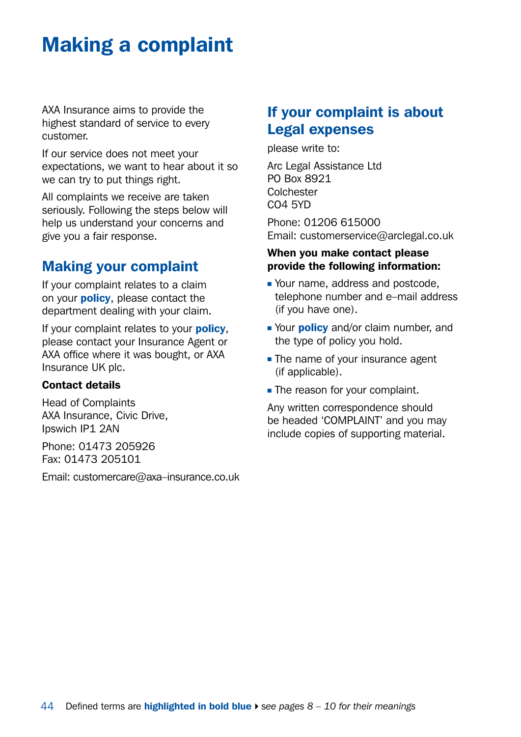# Making a complaint

AXA Insurance aims to provide the highest standard of service to every customer.

If our service does not meet your expectations, we want to hear about it so we can try to put things right.

All complaints we receive are taken seriously. Following the steps below will help us understand your concerns and give you a fair response.

## Making your complaint

If your complaint relates to a claim on your **policy**, please contact the department dealing with your claim.

If your complaint relates to your **policy**, please contact your Insurance Agent or AXA office where it was bought, or AXA Insurance UK plc.

**Contact details**

Head of Complaints
AXA Insurance, Civic Drive,
Ipswich IP1 2AN

Phone: 01473 205926
Fax: 01473 205101

Email: customercare@axa–insurance.co.uk

## If your complaint is about Legal expenses

please write to:

Arc Legal Assistance Ltd
PO Box 8921
Colchester
CO4 5YD

Phone: 01206 615000
Email: customerservice@arclegal.co.uk

**When you make contact please provide the following information:**

- Your name, address and postcode, telephone number and e–mail address (if you have one).
- Your **policy** and/or claim number, and the type of policy you hold.
- The name of your insurance agent (if applicable).
- The reason for your complaint.

Any written correspondence should be headed 'COMPLAINT' and you may include copies of supporting material.

Defined terms are **highlighted in bold blue** ▸ *see pages 8 – 10 for their meanings*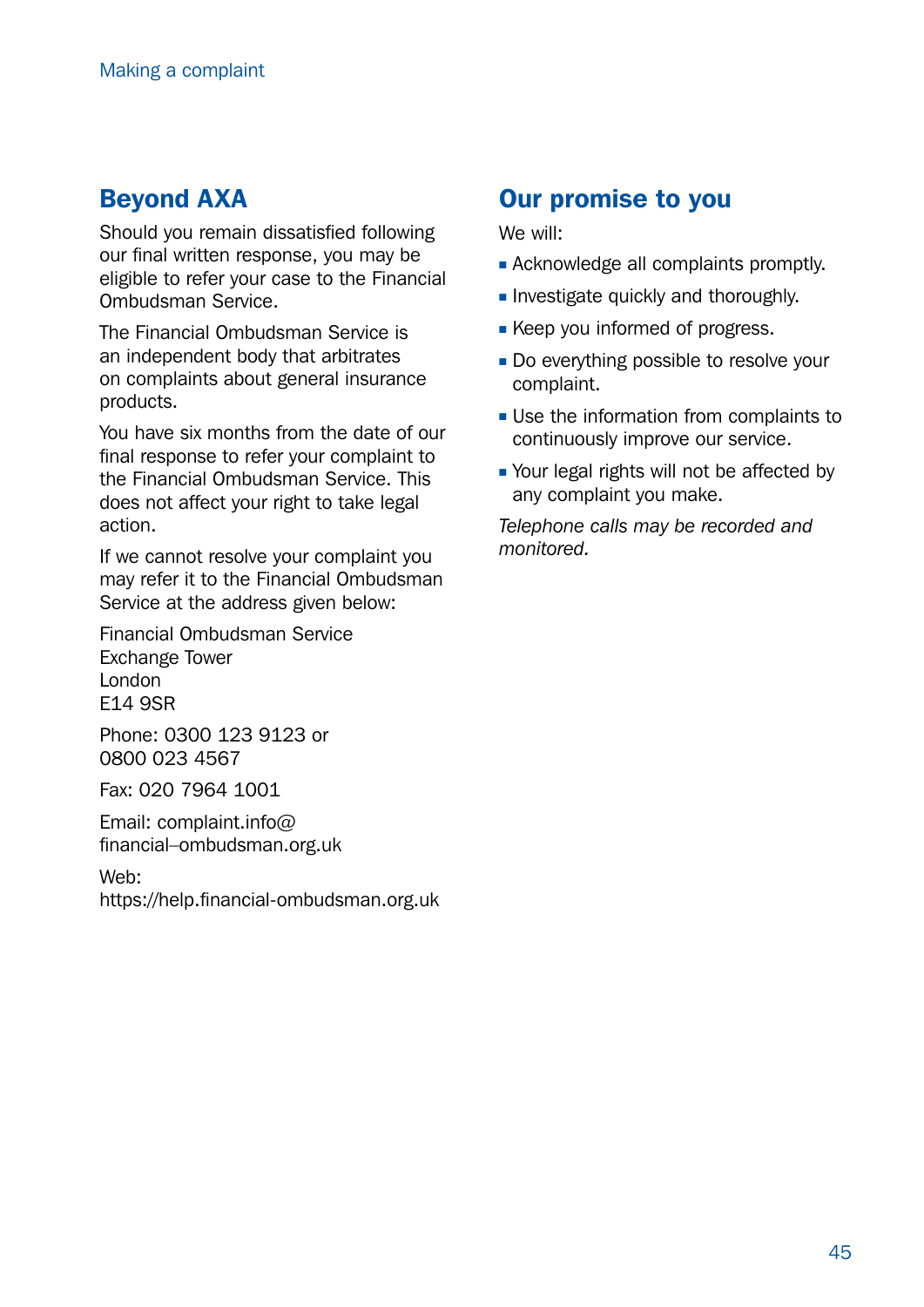## Beyond AXA

Should you remain dissatisfied following our final written response, you may be eligible to refer your case to the Financial Ombudsman Service.

The Financial Ombudsman Service is an independent body that arbitrates on complaints about general insurance products.

You have six months from the date of our final response to refer your complaint to the Financial Ombudsman Service. This does not affect your right to take legal action.

If we cannot resolve your complaint you may refer it to the Financial Ombudsman Service at the address given below:

Financial Ombudsman Service
Exchange Tower
London
E14 9SR

Phone: 0300 123 9123 or 0800 023 4567

Fax: 020 7964 1001

Email: complaint.info@financial–ombudsman.org.uk

Web: https://help.financial-ombudsman.org.uk

## Our promise to you

We will:

- Acknowledge all complaints promptly.
- Investigate quickly and thoroughly.
- Keep you informed of progress.
- Do everything possible to resolve your complaint.
- Use the information from complaints to continuously improve our service.
- Your legal rights will not be affected by any complaint you make.

*Telephone calls may be recorded and monitored.*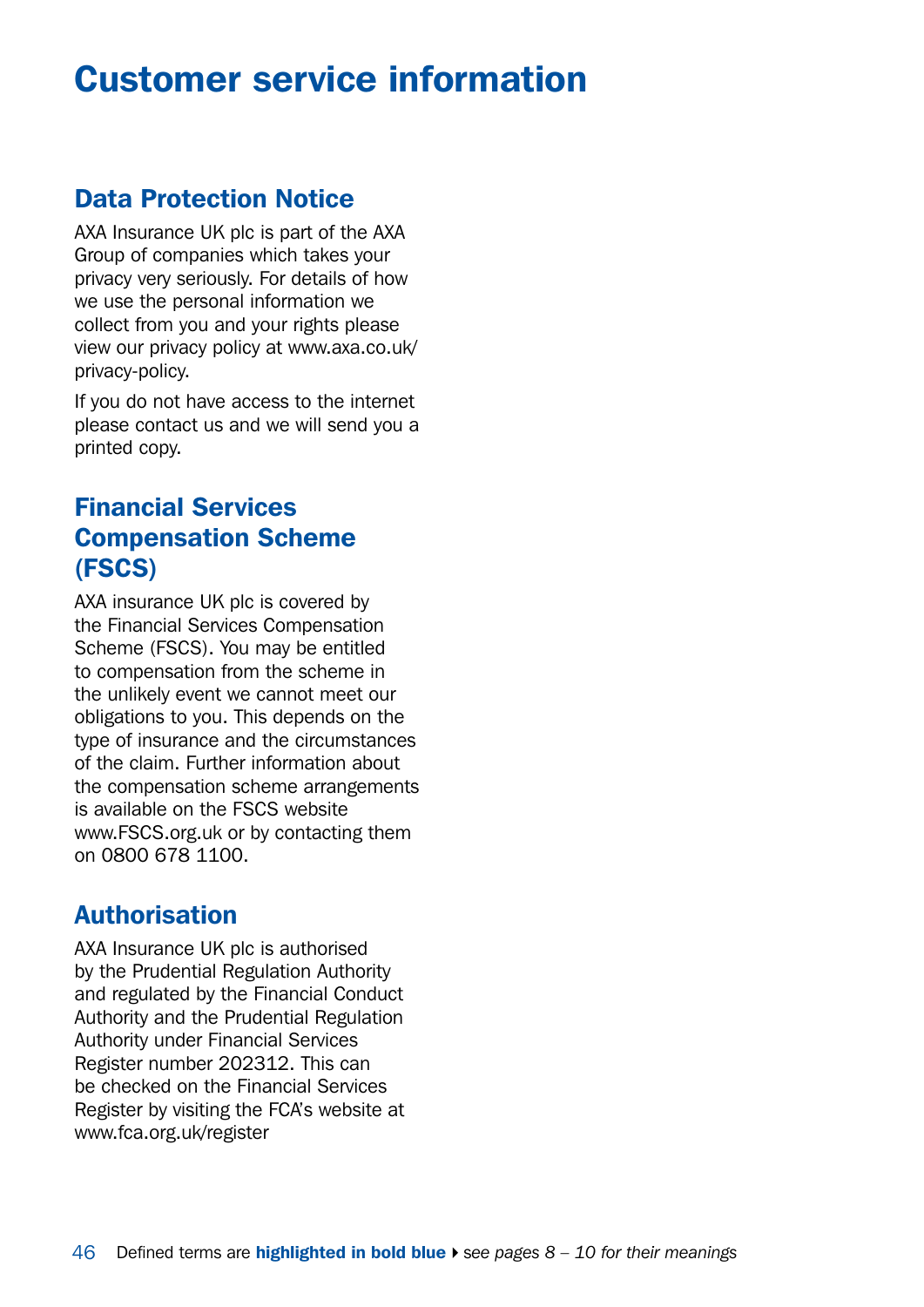# Customer service information

## Data Protection Notice

AXA Insurance UK plc is part of the AXA Group of companies which takes your privacy very seriously. For details of how we use the personal information we collect from you and your rights please view our privacy policy at www.axa.co.uk/privacy-policy.

If you do not have access to the internet please contact us and we will send you a printed copy.

## Financial Services Compensation Scheme (FSCS)

AXA insurance UK plc is covered by the Financial Services Compensation Scheme (FSCS). You may be entitled to compensation from the scheme in the unlikely event we cannot meet our obligations to you. This depends on the type of insurance and the circumstances of the claim. Further information about the compensation scheme arrangements is available on the FSCS website www.FSCS.org.uk or by contacting them on 0800 678 1100.

## Authorisation

AXA Insurance UK plc is authorised by the Prudential Regulation Authority and regulated by the Financial Conduct Authority and the Prudential Regulation Authority under Financial Services Register number 202312. This can be checked on the Financial Services Register by visiting the FCA's website at www.fca.org.uk/register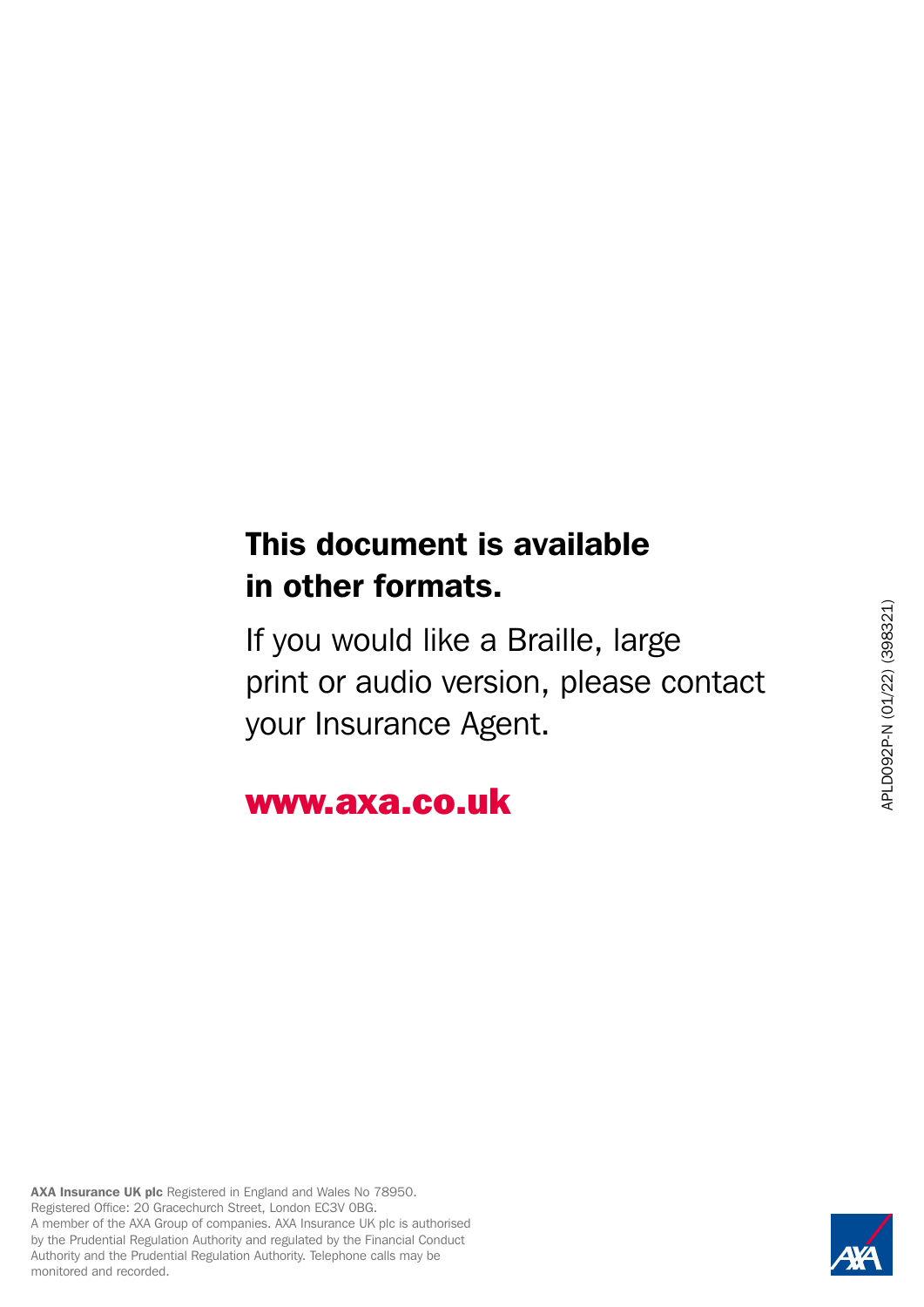## This document is available in other formats.

If you would like a Braille, large print or audio version, please contact your Insurance Agent.

**www.axa.co.uk**

APLD092P-N (01/22) (398321)

**AXA Insurance UK plc** Registered in England and Wales No 78950. Registered Office: 20 Gracechurch Street, London EC3V 0BG. A member of the AXA Group of companies. AXA Insurance UK plc is authorised by the Prudential Regulation Authority and regulated by the Financial Conduct Authority and the Prudential Regulation Authority. Telephone calls may be monitored and recorded.